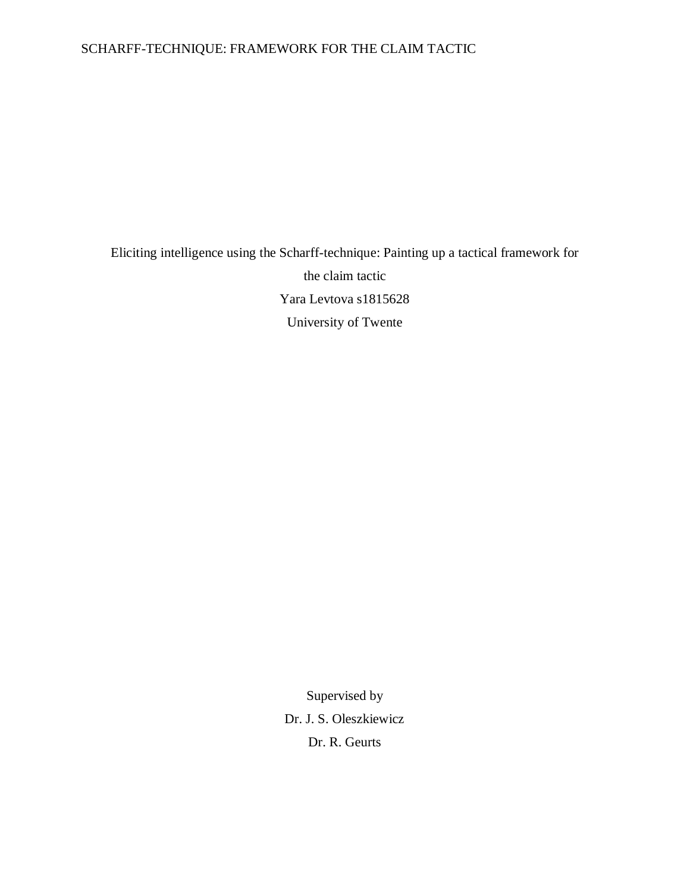# Eliciting intelligence using the Scharff-technique: Painting up a tactical framework for the claim tactic

Yara Levtova s1815628

University of Twente

Supervised by

Dr. J. S. Oleszkiewicz

Dr. R. Geurts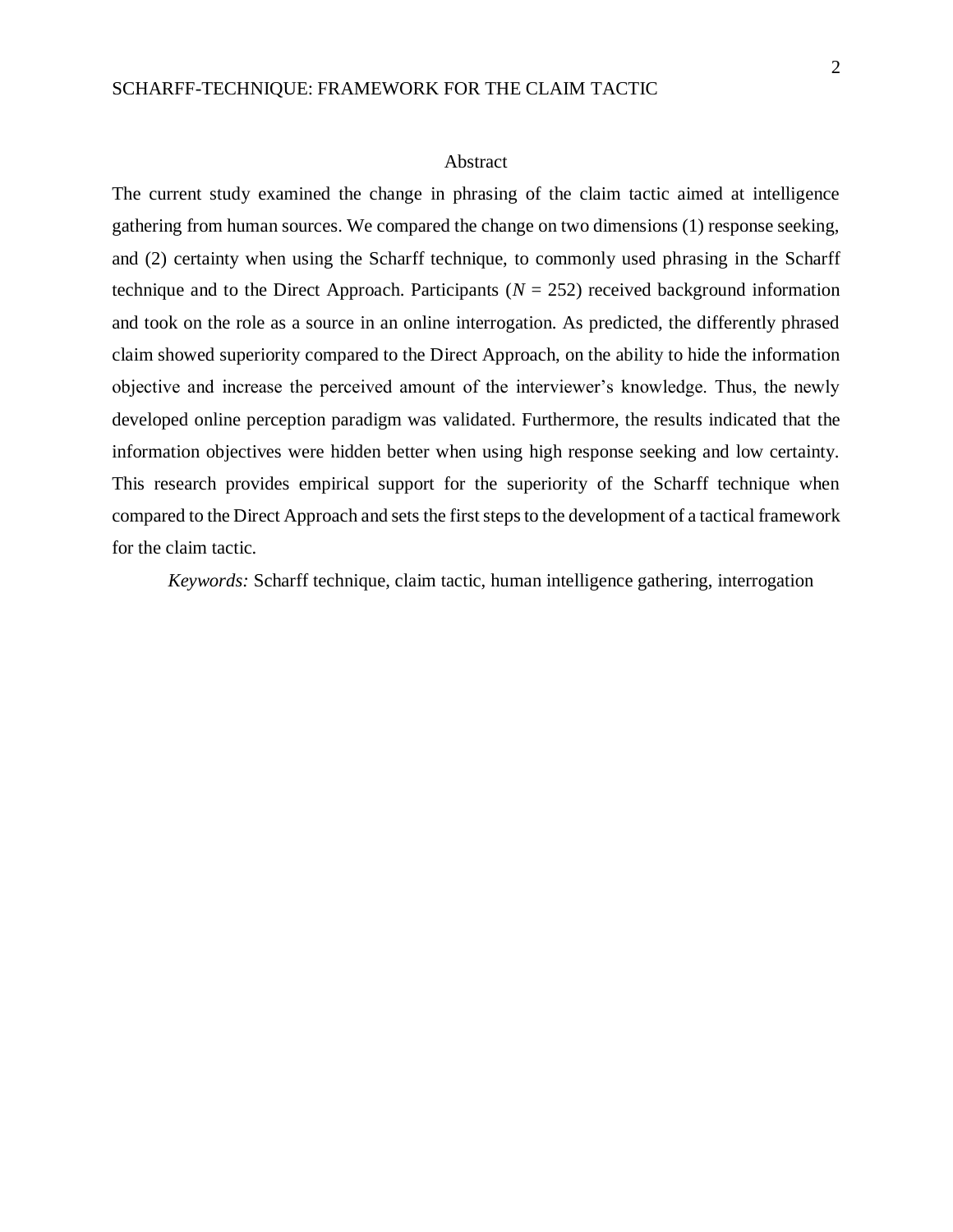## Abstract

The current study examined the change in phrasing of the claim tactic aimed at intelligence gathering from human sources. We compared the change on two dimensions (1) response seeking, and (2) certainty when using the Scharff technique, to commonly used phrasing in the Scharff technique and to the Direct Approach. Participants ($N$ = 252) received background information and took on the role as a source in an online interrogation. As predicted, the differently phrased claim showed superiority compared to the Direct Approach, on the ability to hide the information objective and increase the perceived amount of the interviewer's knowledge. Thus, the newly developed online perception paradigm was validated. Furthermore, the results indicated that the information objectives were hidden better when using high response seeking and low certainty. This research provides empirical support for the superiority of the Scharff technique when compared to the Direct Approach and sets the first steps to the development of a tactical framework for the claim tactic.

*Keywords:* Scharff technique, claim tactic, human intelligence gathering, interrogation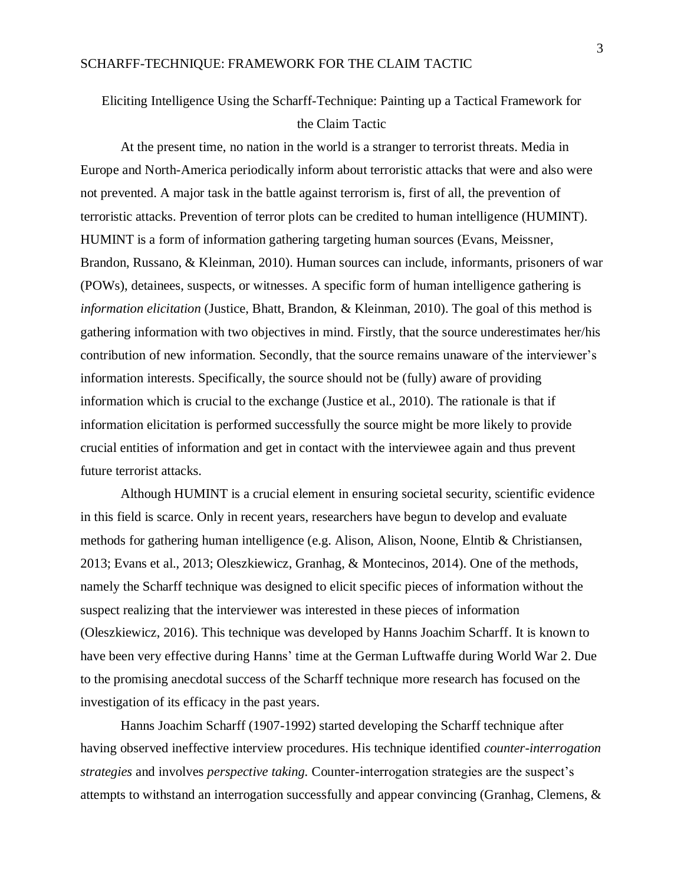Eliciting Intelligence Using the Scharff-Technique: Painting up a Tactical Framework for the Claim Tactic

At the present time, no nation in the world is a stranger to terrorist threats. Media in Europe and North-America periodically inform about terroristic attacks that were and also were not prevented. A major task in the battle against terrorism is, first of all, the prevention of terroristic attacks. Prevention of terror plots can be credited to human intelligence (HUMINT). HUMINT is a form of information gathering targeting human sources (Evans, Meissner, Brandon, Russano, & Kleinman, 2010). Human sources can include, informants, prisoners of war (POWs), detainees, suspects, or witnesses. A specific form of human intelligence gathering is *information elicitation* (Justice, Bhatt, Brandon, & Kleinman, 2010). The goal of this method is gathering information with two objectives in mind. Firstly, that the source underestimates her/his contribution of new information. Secondly, that the source remains unaware of the interviewer's information interests. Specifically, the source should not be (fully) aware of providing information which is crucial to the exchange (Justice et al., 2010). The rationale is that if information elicitation is performed successfully the source might be more likely to provide crucial entities of information and get in contact with the interviewee again and thus prevent future terrorist attacks.

Although HUMINT is a crucial element in ensuring societal security, scientific evidence in this field is scarce. Only in recent years, researchers have begun to develop and evaluate methods for gathering human intelligence (e.g. Alison, Alison, Noone, Elntib & Christiansen, 2013; Evans et al., 2013; Oleszkiewicz, Granhag, & Montecinos, 2014). One of the methods, namely the Scharff technique was designed to elicit specific pieces of information without the suspect realizing that the interviewer was interested in these pieces of information (Oleszkiewicz, 2016). This technique was developed by Hanns Joachim Scharff. It is known to have been very effective during Hanns' time at the German Luftwaffe during World War 2. Due to the promising anecdotal success of the Scharff technique more research has focused on the investigation of its efficacy in the past years.

Hanns Joachim Scharff (1907-1992) started developing the Scharff technique after having observed ineffective interview procedures. His technique identified *counter-interrogation strategies* and involves *perspective taking.* Counter-interrogation strategies are the suspect's attempts to withstand an interrogation successfully and appear convincing (Granhag, Clemens, &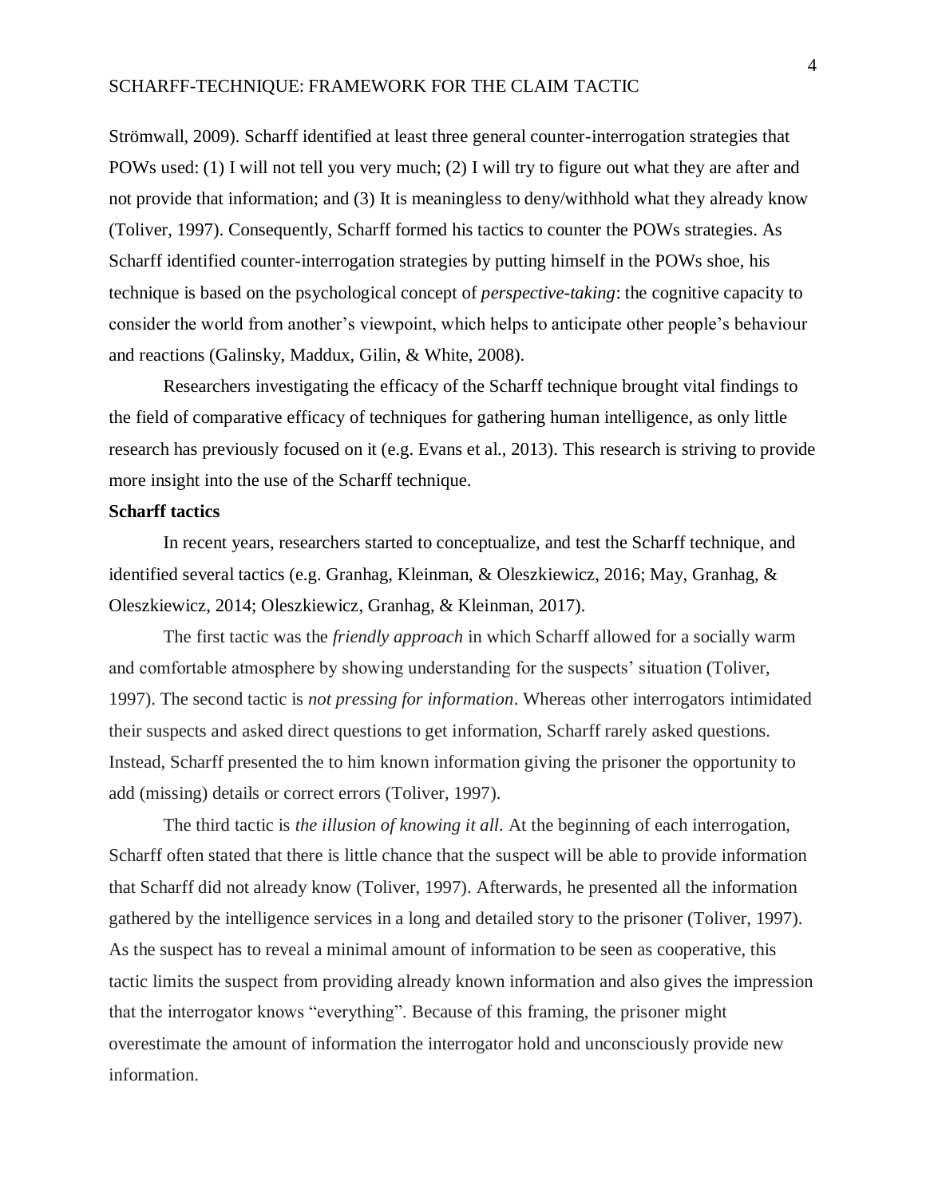Strömwall, 2009). Scharff identified at least three general counter-interrogation strategies that POWs used: (1) I will not tell you very much; (2) I will try to figure out what they are after and not provide that information; and (3) It is meaningless to deny/withhold what they already know (Toliver, 1997). Consequently, Scharff formed his tactics to counter the POWs strategies. As Scharff identified counter-interrogation strategies by putting himself in the POWs shoe, his technique is based on the psychological concept of *perspective-taking*: the cognitive capacity to consider the world from another's viewpoint, which helps to anticipate other people's behaviour and reactions (Galinsky, Maddux, Gilin, & White, 2008).

Researchers investigating the efficacy of the Scharff technique brought vital findings to the field of comparative efficacy of techniques for gathering human intelligence, as only little research has previously focused on it (e.g. Evans et al., 2013). This research is striving to provide more insight into the use of the Scharff technique.

**Scharff tactics**

In recent years, researchers started to conceptualize, and test the Scharff technique, and identified several tactics (e.g. Granhag, Kleinman, & Oleszkiewicz, 2016; May, Granhag, & Oleszkiewicz, 2014; Oleszkiewicz, Granhag, & Kleinman, 2017).

The first tactic was the *friendly approach* in which Scharff allowed for a socially warm and comfortable atmosphere by showing understanding for the suspects' situation (Toliver, 1997). The second tactic is *not pressing for information*. Whereas other interrogators intimidated their suspects and asked direct questions to get information, Scharff rarely asked questions. Instead, Scharff presented the to him known information giving the prisoner the opportunity to add (missing) details or correct errors (Toliver, 1997).

The third tactic is *the illusion of knowing it all*. At the beginning of each interrogation, Scharff often stated that there is little chance that the suspect will be able to provide information that Scharff did not already know (Toliver, 1997). Afterwards, he presented all the information gathered by the intelligence services in a long and detailed story to the prisoner (Toliver, 1997). As the suspect has to reveal a minimal amount of information to be seen as cooperative, this tactic limits the suspect from providing already known information and also gives the impression that the interrogator knows "everything". Because of this framing, the prisoner might overestimate the amount of information the interrogator hold and unconsciously provide new information.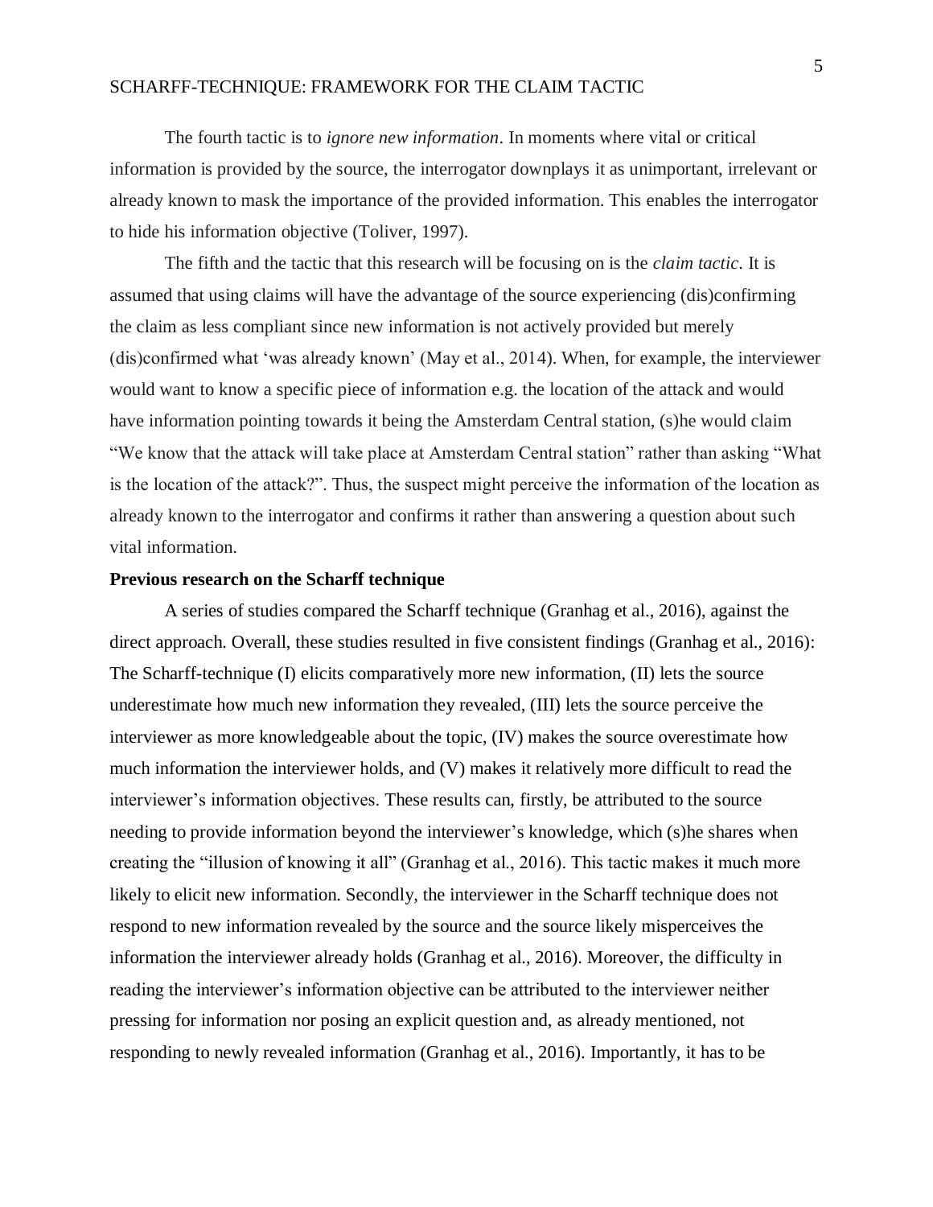The fourth tactic is to *ignore new information*. In moments where vital or critical information is provided by the source, the interrogator downplays it as unimportant, irrelevant or already known to mask the importance of the provided information. This enables the interrogator to hide his information objective (Toliver, 1997).

The fifth and the tactic that this research will be focusing on is the *claim tactic*. It is assumed that using claims will have the advantage of the source experiencing (dis)confirming the claim as less compliant since new information is not actively provided but merely (dis)confirmed what 'was already known' (May et al., 2014). When, for example, the interviewer would want to know a specific piece of information e.g. the location of the attack and would have information pointing towards it being the Amsterdam Central station, (s)he would claim "We know that the attack will take place at Amsterdam Central station" rather than asking "What is the location of the attack?". Thus, the suspect might perceive the information of the location as already known to the interrogator and confirms it rather than answering a question about such vital information.

**Previous research on the Scharff technique**

A series of studies compared the Scharff technique (Granhag et al., 2016), against the direct approach. Overall, these studies resulted in five consistent findings (Granhag et al., 2016): The Scharff-technique (I) elicits comparatively more new information, (II) lets the source underestimate how much new information they revealed, (III) lets the source perceive the interviewer as more knowledgeable about the topic, (IV) makes the source overestimate how much information the interviewer holds, and (V) makes it relatively more difficult to read the interviewer's information objectives. These results can, firstly, be attributed to the source needing to provide information beyond the interviewer's knowledge, which (s)he shares when creating the "illusion of knowing it all" (Granhag et al., 2016). This tactic makes it much more likely to elicit new information. Secondly, the interviewer in the Scharff technique does not respond to new information revealed by the source and the source likely misperceives the information the interviewer already holds (Granhag et al., 2016). Moreover, the difficulty in reading the interviewer's information objective can be attributed to the interviewer neither pressing for information nor posing an explicit question and, as already mentioned, not responding to newly revealed information (Granhag et al., 2016). Importantly, it has to be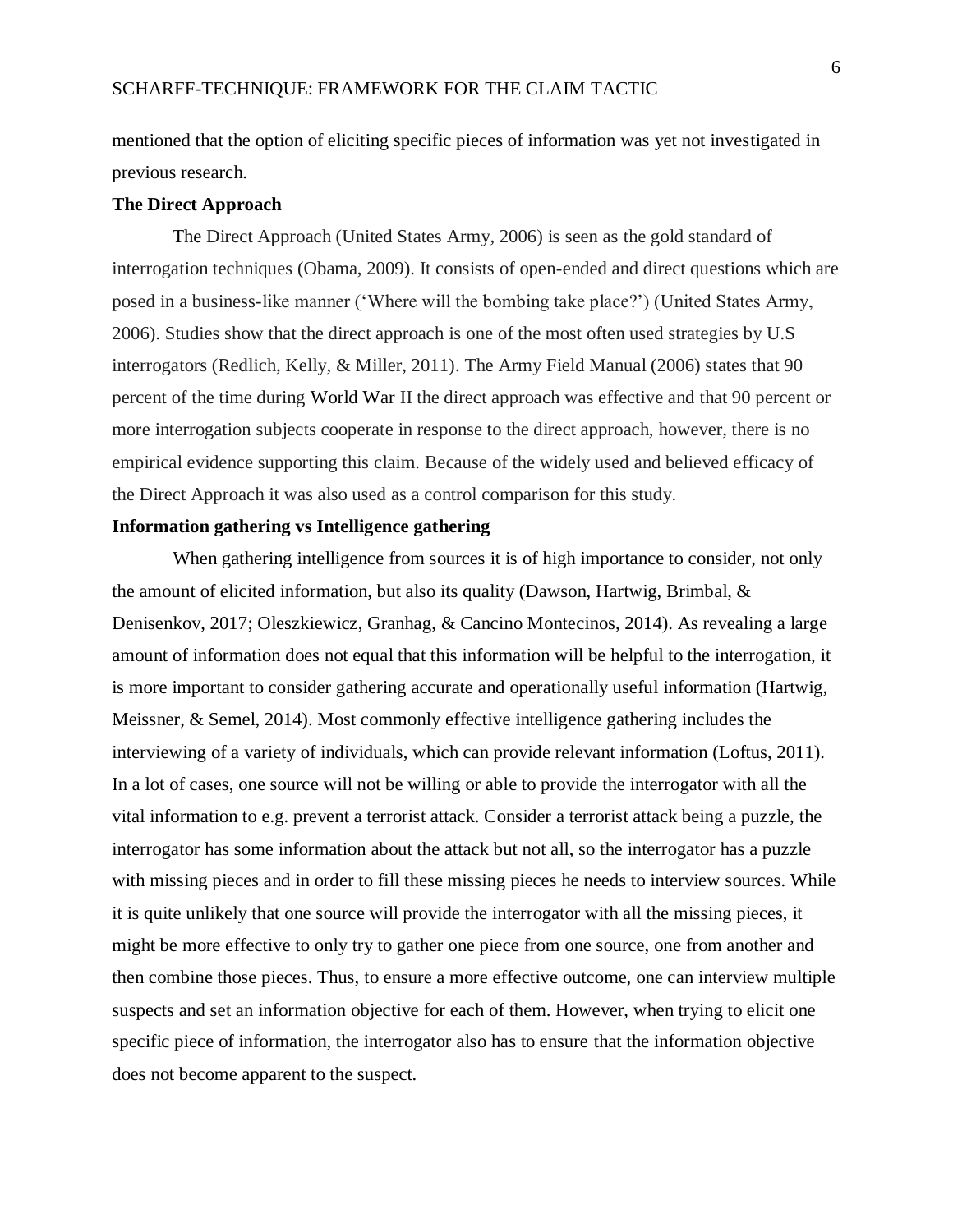mentioned that the option of eliciting specific pieces of information was yet not investigated in previous research.

**The Direct Approach**

The Direct Approach (United States Army, 2006) is seen as the gold standard of interrogation techniques (Obama, 2009). It consists of open-ended and direct questions which are posed in a business-like manner ('Where will the bombing take place?') (United States Army, 2006). Studies show that the direct approach is one of the most often used strategies by U.S interrogators (Redlich, Kelly, & Miller, 2011). The Army Field Manual (2006) states that 90 percent of the time during World War II the direct approach was effective and that 90 percent or more interrogation subjects cooperate in response to the direct approach, however, there is no empirical evidence supporting this claim. Because of the widely used and believed efficacy of the Direct Approach it was also used as a control comparison for this study.

**Information gathering vs Intelligence gathering**

When gathering intelligence from sources it is of high importance to consider, not only the amount of elicited information, but also its quality (Dawson, Hartwig, Brimbal, & Denisenkov, 2017; Oleszkiewicz, Granhag, & Cancino Montecinos, 2014). As revealing a large amount of information does not equal that this information will be helpful to the interrogation, it is more important to consider gathering accurate and operationally useful information (Hartwig, Meissner, & Semel, 2014). Most commonly effective intelligence gathering includes the interviewing of a variety of individuals, which can provide relevant information (Loftus, 2011). In a lot of cases, one source will not be willing or able to provide the interrogator with all the vital information to e.g. prevent a terrorist attack. Consider a terrorist attack being a puzzle, the interrogator has some information about the attack but not all, so the interrogator has a puzzle with missing pieces and in order to fill these missing pieces he needs to interview sources. While it is quite unlikely that one source will provide the interrogator with all the missing pieces, it might be more effective to only try to gather one piece from one source, one from another and then combine those pieces. Thus, to ensure a more effective outcome, one can interview multiple suspects and set an information objective for each of them. However, when trying to elicit one specific piece of information, the interrogator also has to ensure that the information objective does not become apparent to the suspect.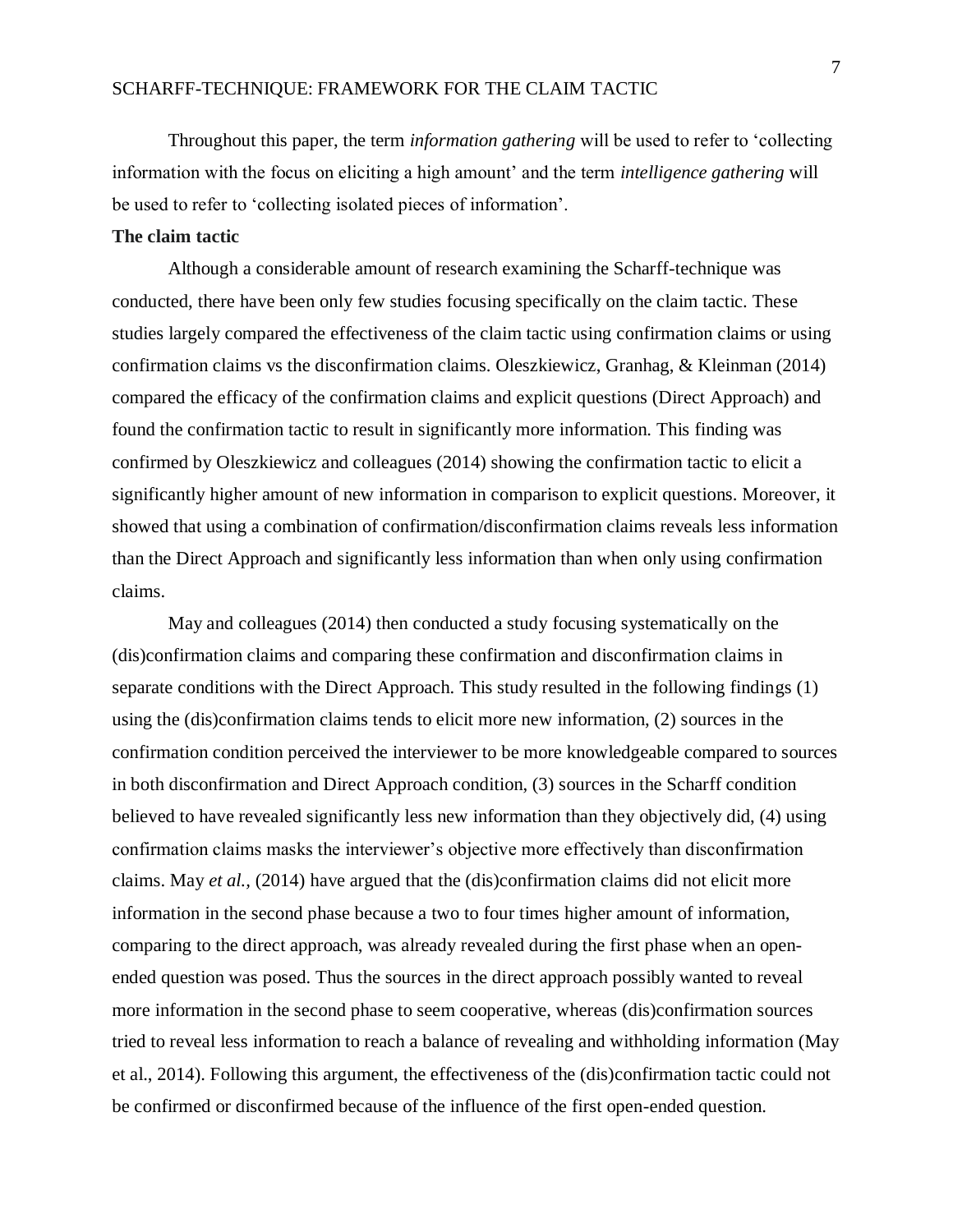Throughout this paper, the term *information gathering* will be used to refer to 'collecting information with the focus on eliciting a high amount' and the term *intelligence gathering* will be used to refer to 'collecting isolated pieces of information'.

**The claim tactic**

Although a considerable amount of research examining the Scharff-technique was conducted, there have been only few studies focusing specifically on the claim tactic. These studies largely compared the effectiveness of the claim tactic using confirmation claims or using confirmation claims vs the disconfirmation claims. Oleszkiewicz, Granhag, & Kleinman (2014) compared the efficacy of the confirmation claims and explicit questions (Direct Approach) and found the confirmation tactic to result in significantly more information. This finding was confirmed by Oleszkiewicz and colleagues (2014) showing the confirmation tactic to elicit a significantly higher amount of new information in comparison to explicit questions. Moreover, it showed that using a combination of confirmation/disconfirmation claims reveals less information than the Direct Approach and significantly less information than when only using confirmation claims.

May and colleagues (2014) then conducted a study focusing systematically on the (dis)confirmation claims and comparing these confirmation and disconfirmation claims in separate conditions with the Direct Approach. This study resulted in the following findings (1) using the (dis)confirmation claims tends to elicit more new information, (2) sources in the confirmation condition perceived the interviewer to be more knowledgeable compared to sources in both disconfirmation and Direct Approach condition, (3) sources in the Scharff condition believed to have revealed significantly less new information than they objectively did, (4) using confirmation claims masks the interviewer's objective more effectively than disconfirmation claims. May *et al.,* (2014) have argued that the (dis)confirmation claims did not elicit more information in the second phase because a two to four times higher amount of information, comparing to the direct approach, was already revealed during the first phase when an open-ended question was posed. Thus the sources in the direct approach possibly wanted to reveal more information in the second phase to seem cooperative, whereas (dis)confirmation sources tried to reveal less information to reach a balance of revealing and withholding information (May et al., 2014). Following this argument, the effectiveness of the (dis)confirmation tactic could not be confirmed or disconfirmed because of the influence of the first open-ended question.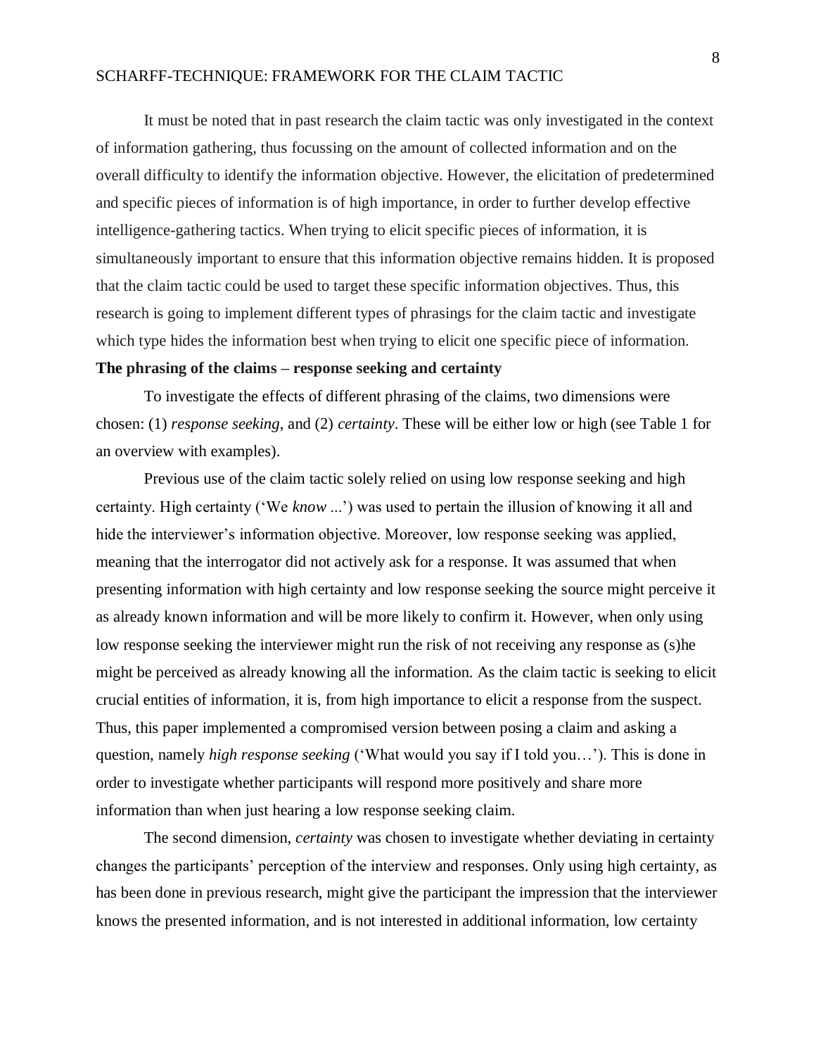It must be noted that in past research the claim tactic was only investigated in the context of information gathering, thus focussing on the amount of collected information and on the overall difficulty to identify the information objective. However, the elicitation of predetermined and specific pieces of information is of high importance, in order to further develop effective intelligence-gathering tactics. When trying to elicit specific pieces of information, it is simultaneously important to ensure that this information objective remains hidden. It is proposed that the claim tactic could be used to target these specific information objectives. Thus, this research is going to implement different types of phrasings for the claim tactic and investigate which type hides the information best when trying to elicit one specific piece of information.

**The phrasing of the claims – response seeking and certainty**

To investigate the effects of different phrasing of the claims, two dimensions were chosen: (1) *response seeking*, and (2) *certainty*. These will be either low or high (see Table 1 for an overview with examples).

Previous use of the claim tactic solely relied on using low response seeking and high certainty. High certainty ('We *know* ...') was used to pertain the illusion of knowing it all and hide the interviewer's information objective. Moreover, low response seeking was applied, meaning that the interrogator did not actively ask for a response. It was assumed that when presenting information with high certainty and low response seeking the source might perceive it as already known information and will be more likely to confirm it. However, when only using low response seeking the interviewer might run the risk of not receiving any response as (s)he might be perceived as already knowing all the information. As the claim tactic is seeking to elicit crucial entities of information, it is, from high importance to elicit a response from the suspect. Thus, this paper implemented a compromised version between posing a claim and asking a question, namely *high response seeking* ('What would you say if I told you…'). This is done in order to investigate whether participants will respond more positively and share more information than when just hearing a low response seeking claim.

The second dimension, *certainty* was chosen to investigate whether deviating in certainty changes the participants' perception of the interview and responses. Only using high certainty, as has been done in previous research, might give the participant the impression that the interviewer knows the presented information, and is not interested in additional information, low certainty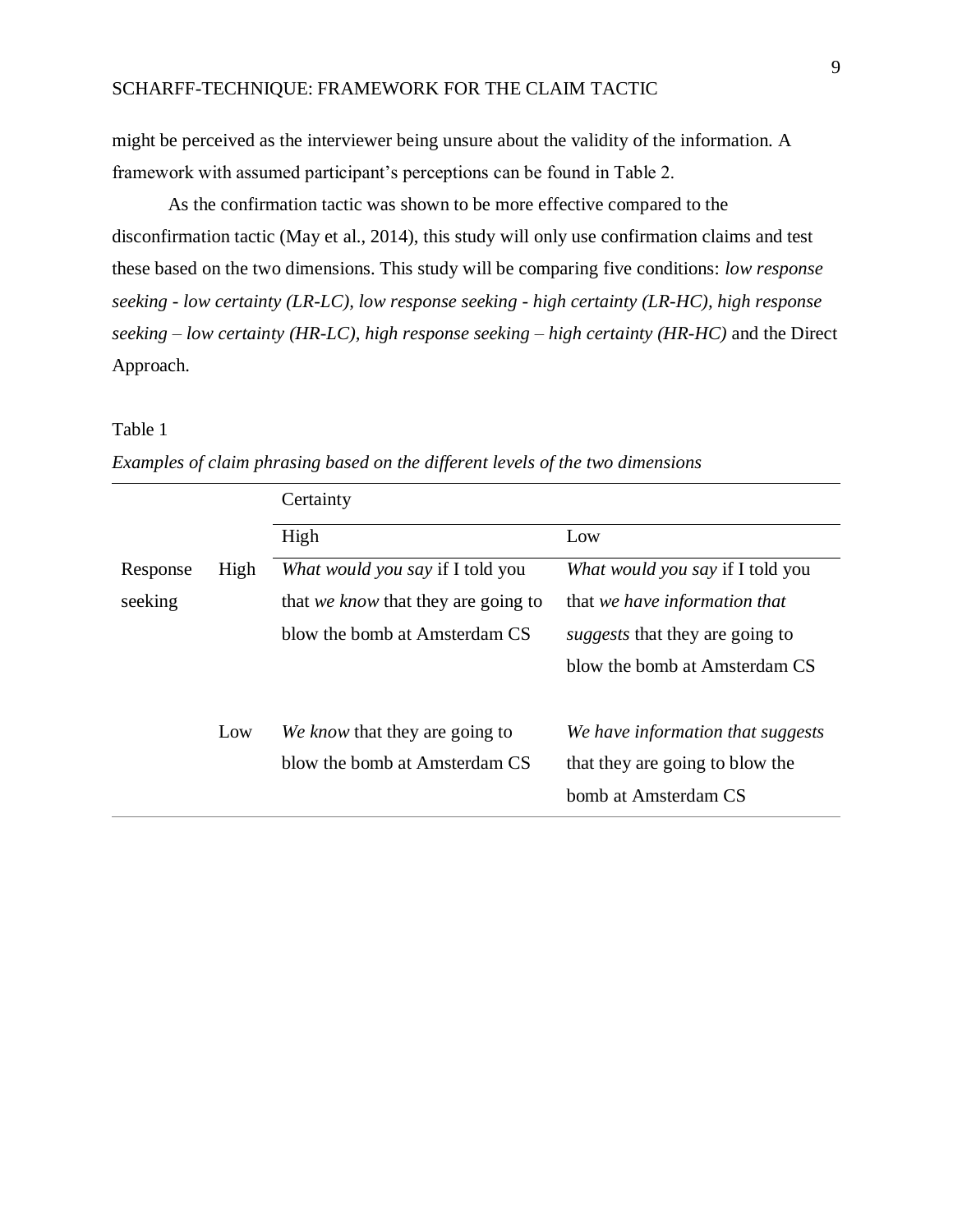might be perceived as the interviewer being unsure about the validity of the information. A framework with assumed participant's perceptions can be found in Table 2.

As the confirmation tactic was shown to be more effective compared to the disconfirmation tactic (May et al., 2014), this study will only use confirmation claims and test these based on the two dimensions. This study will be comparing five conditions: *low response seeking - low certainty (LR-LC), low response seeking - high certainty (LR-HC), high response seeking – low certainty (HR-LC), high response seeking – high certainty (HR-HC)* and the Direct Approach.

Table 1

*Examples of claim phrasing based on the different levels of the two dimensions*

| | | Certainty | |
|---|---|---|---|
| | | High | Low |
| Response seeking | High | *What would you say* if I told you that *we know* that they are going to blow the bomb at Amsterdam CS | *What would you say* if I told you that *we have information that suggests* that they are going to blow the bomb at Amsterdam CS |
| | Low | *We know* that they are going to blow the bomb at Amsterdam CS | *We have information that suggests* that they are going to blow the bomb at Amsterdam CS |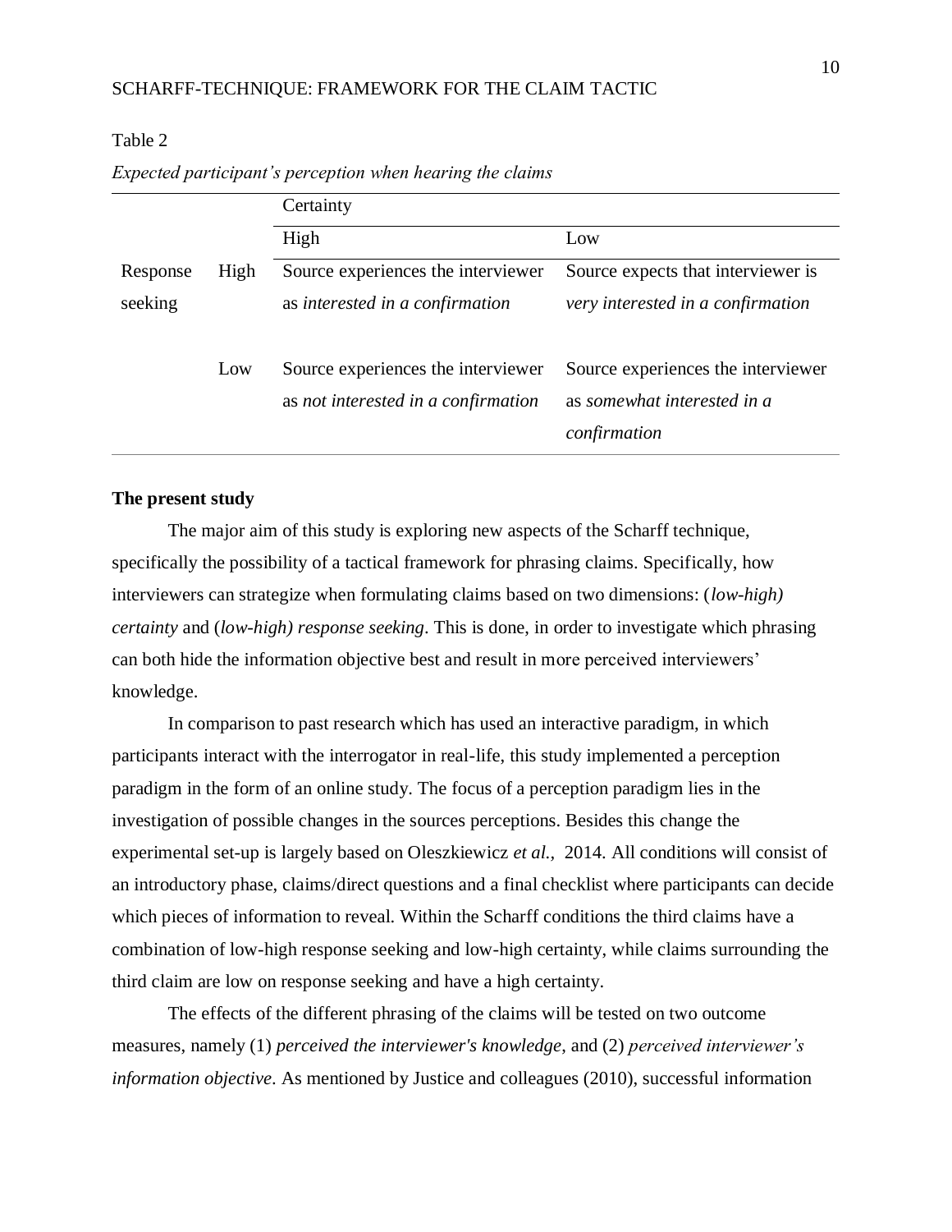Table 2

*Expected participant's perception when hearing the claims*

| | | Certainty | |
|---|---|---|---|
| | | High | Low |
| Response seeking | High | Source experiences the interviewer as *interested in a confirmation* | Source expects that interviewer is *very interested in a confirmation* |
| | Low | Source experiences the interviewer as *not interested in a confirmation* | Source experiences the interviewer as *somewhat interested in a confirmation* |

**The present study**

The major aim of this study is exploring new aspects of the Scharff technique, specifically the possibility of a tactical framework for phrasing claims. Specifically, how interviewers can strategize when formulating claims based on two dimensions: (*low-high) certainty* and (*low-high) response seeking*. This is done, in order to investigate which phrasing can both hide the information objective best and result in more perceived interviewers' knowledge.

In comparison to past research which has used an interactive paradigm, in which participants interact with the interrogator in real-life, this study implemented a perception paradigm in the form of an online study. The focus of a perception paradigm lies in the investigation of possible changes in the sources perceptions. Besides this change the experimental set-up is largely based on Oleszkiewicz *et al.*, 2014. All conditions will consist of an introductory phase, claims/direct questions and a final checklist where participants can decide which pieces of information to reveal. Within the Scharff conditions the third claims have a combination of low-high response seeking and low-high certainty, while claims surrounding the third claim are low on response seeking and have a high certainty.

The effects of the different phrasing of the claims will be tested on two outcome measures, namely (1) *perceived the interviewer's knowledge*, and (2) *perceived interviewer's information objective*. As mentioned by Justice and colleagues (2010), successful information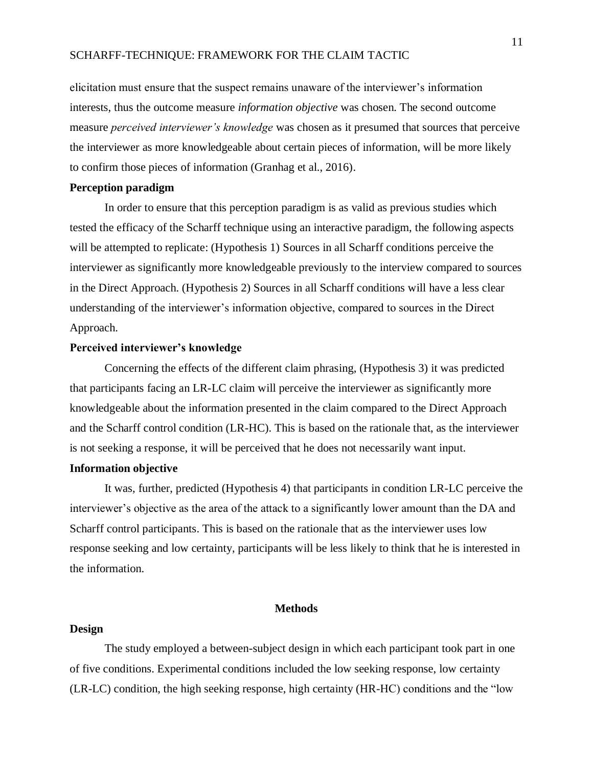elicitation must ensure that the suspect remains unaware of the interviewer's information interests, thus the outcome measure *information objective* was chosen. The second outcome measure *perceived interviewer's knowledge* was chosen as it presumed that sources that perceive the interviewer as more knowledgeable about certain pieces of information, will be more likely to confirm those pieces of information (Granhag et al., 2016).

**Perception paradigm**

In order to ensure that this perception paradigm is as valid as previous studies which tested the efficacy of the Scharff technique using an interactive paradigm, the following aspects will be attempted to replicate: (Hypothesis 1) Sources in all Scharff conditions perceive the interviewer as significantly more knowledgeable previously to the interview compared to sources in the Direct Approach. (Hypothesis 2) Sources in all Scharff conditions will have a less clear understanding of the interviewer's information objective, compared to sources in the Direct Approach.

**Perceived interviewer's knowledge**

Concerning the effects of the different claim phrasing, (Hypothesis 3) it was predicted that participants facing an LR-LC claim will perceive the interviewer as significantly more knowledgeable about the information presented in the claim compared to the Direct Approach and the Scharff control condition (LR-HC). This is based on the rationale that, as the interviewer is not seeking a response, it will be perceived that he does not necessarily want input.

**Information objective**

It was, further, predicted (Hypothesis 4) that participants in condition LR-LC perceive the interviewer's objective as the area of the attack to a significantly lower amount than the DA and Scharff control participants. This is based on the rationale that as the interviewer uses low response seeking and low certainty, participants will be less likely to think that he is interested in the information.

## Methods

**Design**

The study employed a between-subject design in which each participant took part in one of five conditions. Experimental conditions included the low seeking response, low certainty (LR-LC) condition, the high seeking response, high certainty (HR-HC) conditions and the "low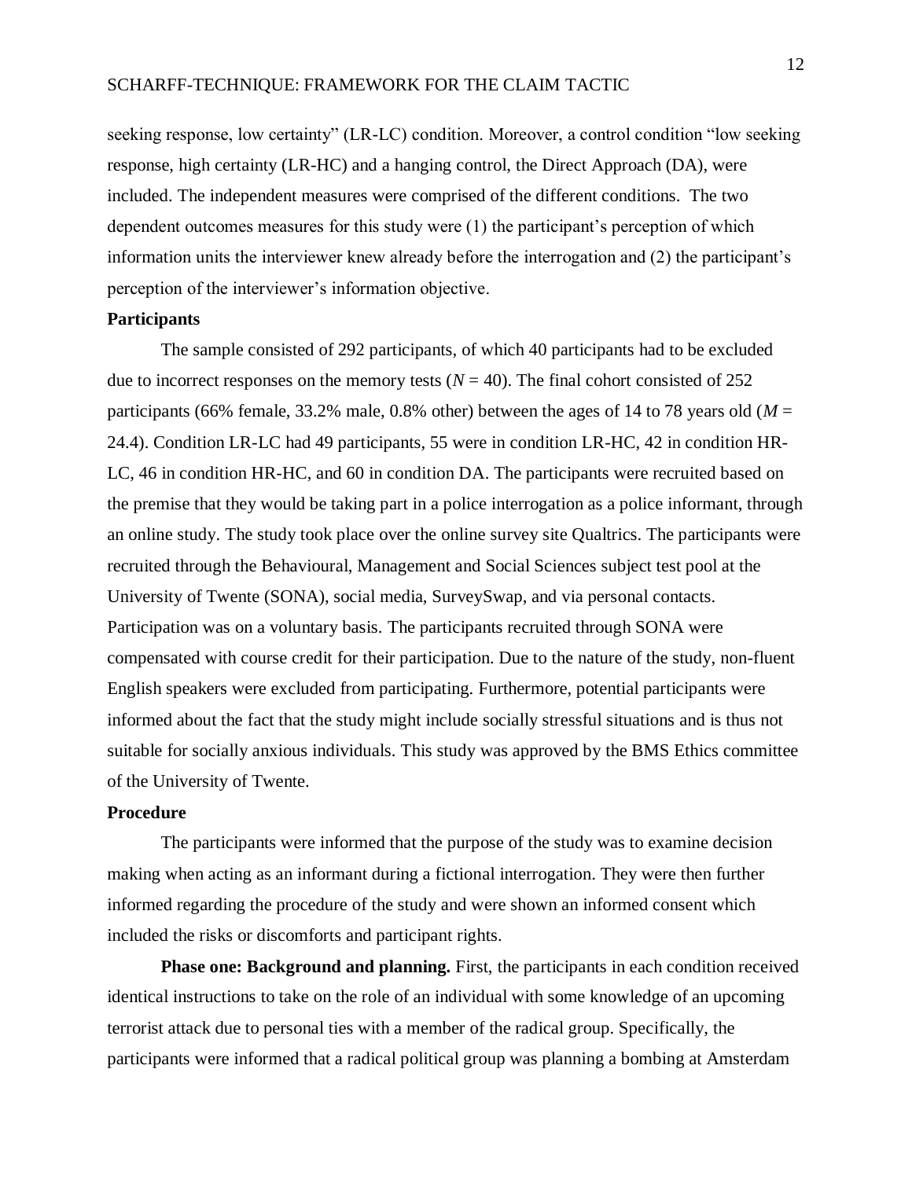seeking response, low certainty" (LR-LC) condition. Moreover, a control condition "low seeking response, high certainty (LR-HC) and a hanging control, the Direct Approach (DA), were included. The independent measures were comprised of the different conditions. The two dependent outcomes measures for this study were (1) the participant's perception of which information units the interviewer knew already before the interrogation and (2) the participant's perception of the interviewer's information objective.

## Participants

The sample consisted of 292 participants, of which 40 participants had to be excluded due to incorrect responses on the memory tests ($N$ = 40). The final cohort consisted of 252 participants (66% female, 33.2% male, 0.8% other) between the ages of 14 to 78 years old ($M$ = 24.4). Condition LR-LC had 49 participants, 55 were in condition LR-HC, 42 in condition HR-LC, 46 in condition HR-HC, and 60 in condition DA. The participants were recruited based on the premise that they would be taking part in a police interrogation as a police informant, through an online study. The study took place over the online survey site Qualtrics. The participants were recruited through the Behavioural, Management and Social Sciences subject test pool at the University of Twente (SONA), social media, SurveySwap, and via personal contacts. Participation was on a voluntary basis. The participants recruited through SONA were compensated with course credit for their participation. Due to the nature of the study, non-fluent English speakers were excluded from participating. Furthermore, potential participants were informed about the fact that the study might include socially stressful situations and is thus not suitable for socially anxious individuals. This study was approved by the BMS Ethics committee of the University of Twente.

## Procedure

The participants were informed that the purpose of the study was to examine decision making when acting as an informant during a fictional interrogation. They were then further informed regarding the procedure of the study and were shown an informed consent which included the risks or discomforts and participant rights.

**Phase one: Background and planning.** First, the participants in each condition received identical instructions to take on the role of an individual with some knowledge of an upcoming terrorist attack due to personal ties with a member of the radical group. Specifically, the participants were informed that a radical political group was planning a bombing at Amsterdam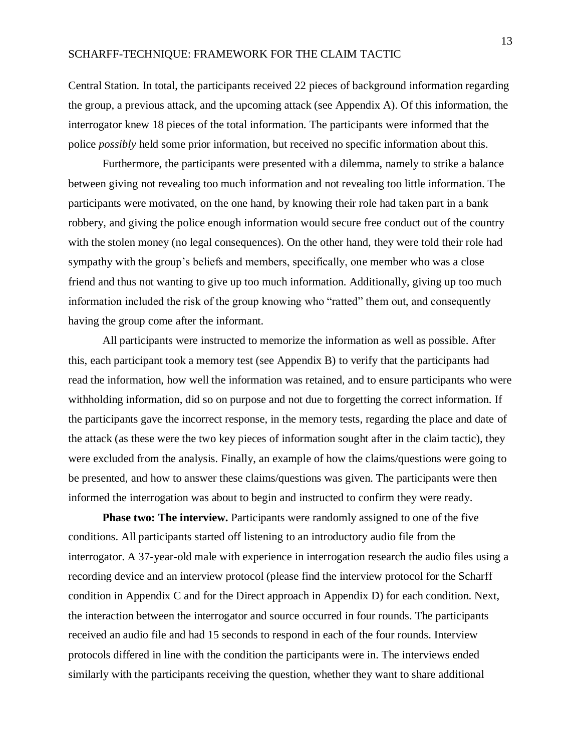Central Station. In total, the participants received 22 pieces of background information regarding the group, a previous attack, and the upcoming attack (see Appendix A). Of this information, the interrogator knew 18 pieces of the total information. The participants were informed that the police *possibly* held some prior information, but received no specific information about this.

Furthermore, the participants were presented with a dilemma, namely to strike a balance between giving not revealing too much information and not revealing too little information. The participants were motivated, on the one hand, by knowing their role had taken part in a bank robbery, and giving the police enough information would secure free conduct out of the country with the stolen money (no legal consequences). On the other hand, they were told their role had sympathy with the group's beliefs and members, specifically, one member who was a close friend and thus not wanting to give up too much information. Additionally, giving up too much information included the risk of the group knowing who "ratted" them out, and consequently having the group come after the informant.

All participants were instructed to memorize the information as well as possible. After this, each participant took a memory test (see Appendix B) to verify that the participants had read the information, how well the information was retained, and to ensure participants who were withholding information, did so on purpose and not due to forgetting the correct information. If the participants gave the incorrect response, in the memory tests, regarding the place and date of the attack (as these were the two key pieces of information sought after in the claim tactic), they were excluded from the analysis. Finally, an example of how the claims/questions were going to be presented, and how to answer these claims/questions was given. The participants were then informed the interrogation was about to begin and instructed to confirm they were ready.

**Phase two: The interview.** Participants were randomly assigned to one of the five conditions. All participants started off listening to an introductory audio file from the interrogator. A 37-year-old male with experience in interrogation research the audio files using a recording device and an interview protocol (please find the interview protocol for the Scharff condition in Appendix C and for the Direct approach in Appendix D) for each condition. Next, the interaction between the interrogator and source occurred in four rounds. The participants received an audio file and had 15 seconds to respond in each of the four rounds. Interview protocols differed in line with the condition the participants were in. The interviews ended similarly with the participants receiving the question, whether they want to share additional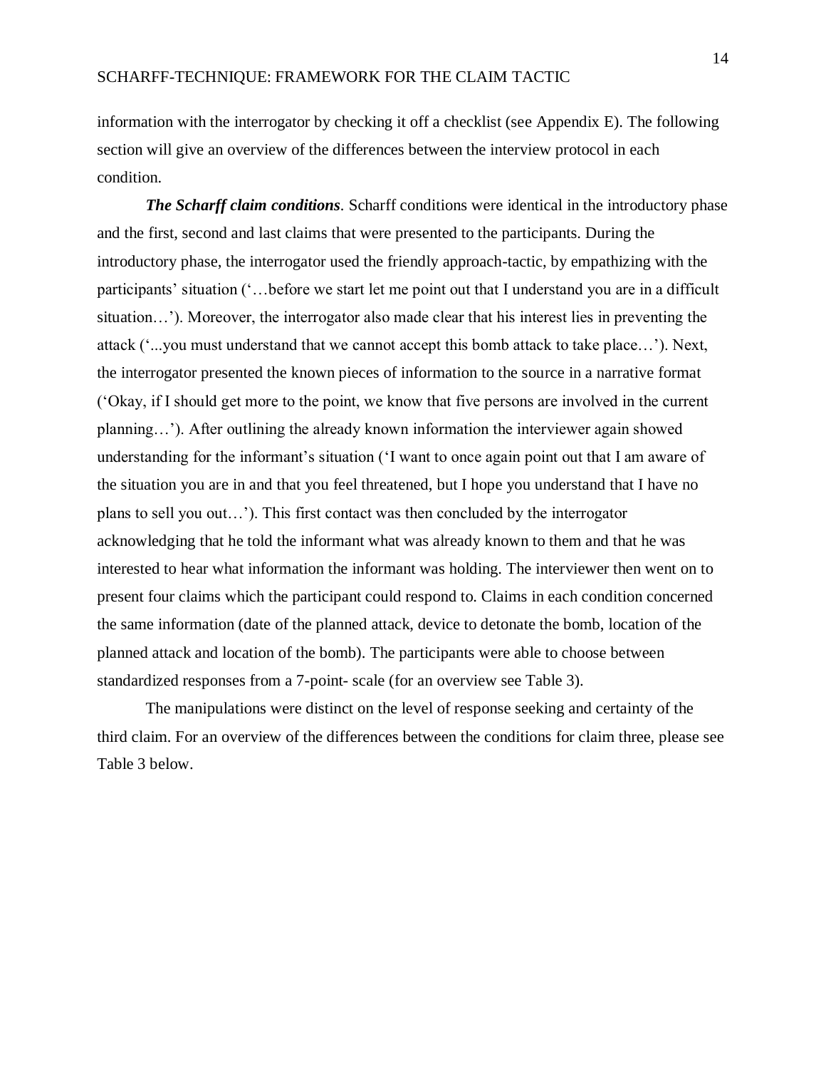information with the interrogator by checking it off a checklist (see Appendix E). The following section will give an overview of the differences between the interview protocol in each condition.

***The Scharff claim conditions***. Scharff conditions were identical in the introductory phase and the first, second and last claims that were presented to the participants. During the introductory phase, the interrogator used the friendly approach-tactic, by empathizing with the participants' situation ('…before we start let me point out that I understand you are in a difficult situation…'). Moreover, the interrogator also made clear that his interest lies in preventing the attack ('...you must understand that we cannot accept this bomb attack to take place…'). Next, the interrogator presented the known pieces of information to the source in a narrative format ('Okay, if I should get more to the point, we know that five persons are involved in the current planning…'). After outlining the already known information the interviewer again showed understanding for the informant's situation ('I want to once again point out that I am aware of the situation you are in and that you feel threatened, but I hope you understand that I have no plans to sell you out…'). This first contact was then concluded by the interrogator acknowledging that he told the informant what was already known to them and that he was interested to hear what information the informant was holding. The interviewer then went on to present four claims which the participant could respond to. Claims in each condition concerned the same information (date of the planned attack, device to detonate the bomb, location of the planned attack and location of the bomb). The participants were able to choose between standardized responses from a 7-point- scale (for an overview see Table 3).

The manipulations were distinct on the level of response seeking and certainty of the third claim. For an overview of the differences between the conditions for claim three, please see Table 3 below.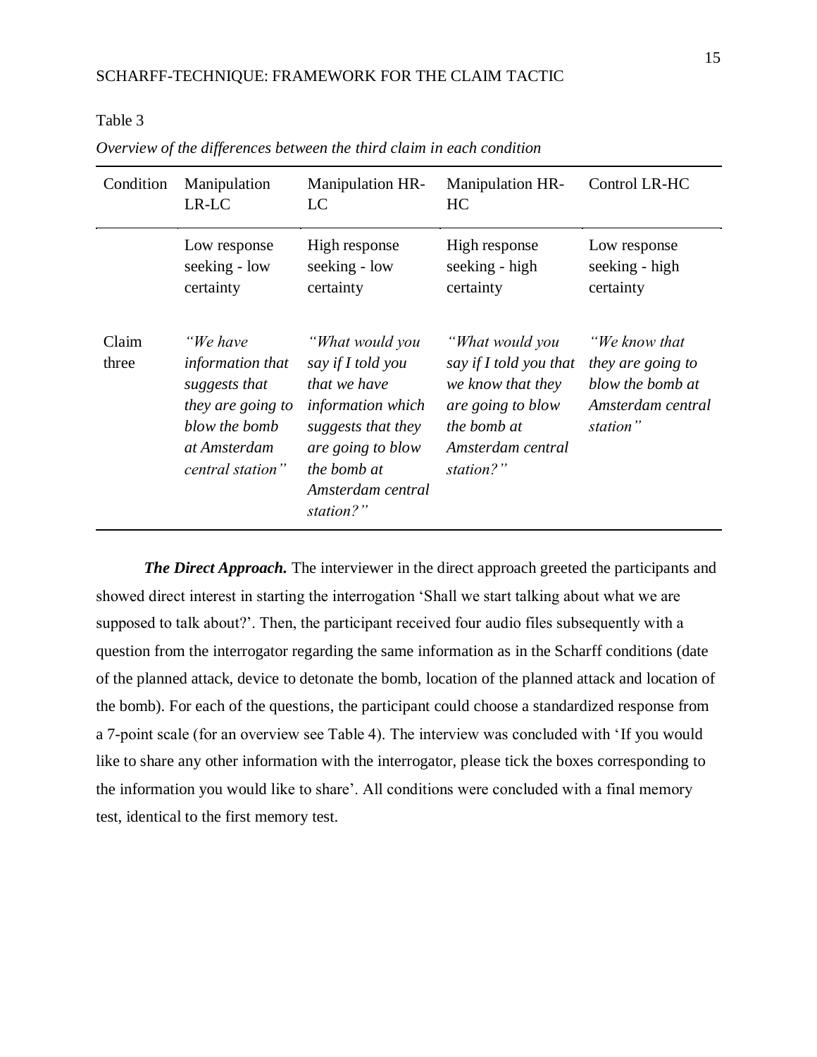Table 3

*Overview of the differences between the third claim in each condition*

| Condition | Manipulation LR-LC | Manipulation HR-LC | Manipulation HR-HC | Control LR-HC |
|---|---|---|---|---|
| | Low response seeking - low certainty | High response seeking - low certainty | High response seeking - high certainty | Low response seeking - high certainty |
| Claim three | *"We have information that suggests that they are going to blow the bomb at Amsterdam central station"* | *"What would you say if I told you that we have information which suggests that they are going to blow the bomb at Amsterdam central station?"* | *"What would you say if I told you that we know that they are going to blow the bomb at Amsterdam central station?"* | *"We know that they are going to blow the bomb at Amsterdam central station"* |

***The Direct Approach.*** The interviewer in the direct approach greeted the participants and showed direct interest in starting the interrogation 'Shall we start talking about what we are supposed to talk about?'. Then, the participant received four audio files subsequently with a question from the interrogator regarding the same information as in the Scharff conditions (date of the planned attack, device to detonate the bomb, location of the planned attack and location of the bomb). For each of the questions, the participant could choose a standardized response from a 7-point scale (for an overview see Table 4). The interview was concluded with 'If you would like to share any other information with the interrogator, please tick the boxes corresponding to the information you would like to share'. All conditions were concluded with a final memory test, identical to the first memory test.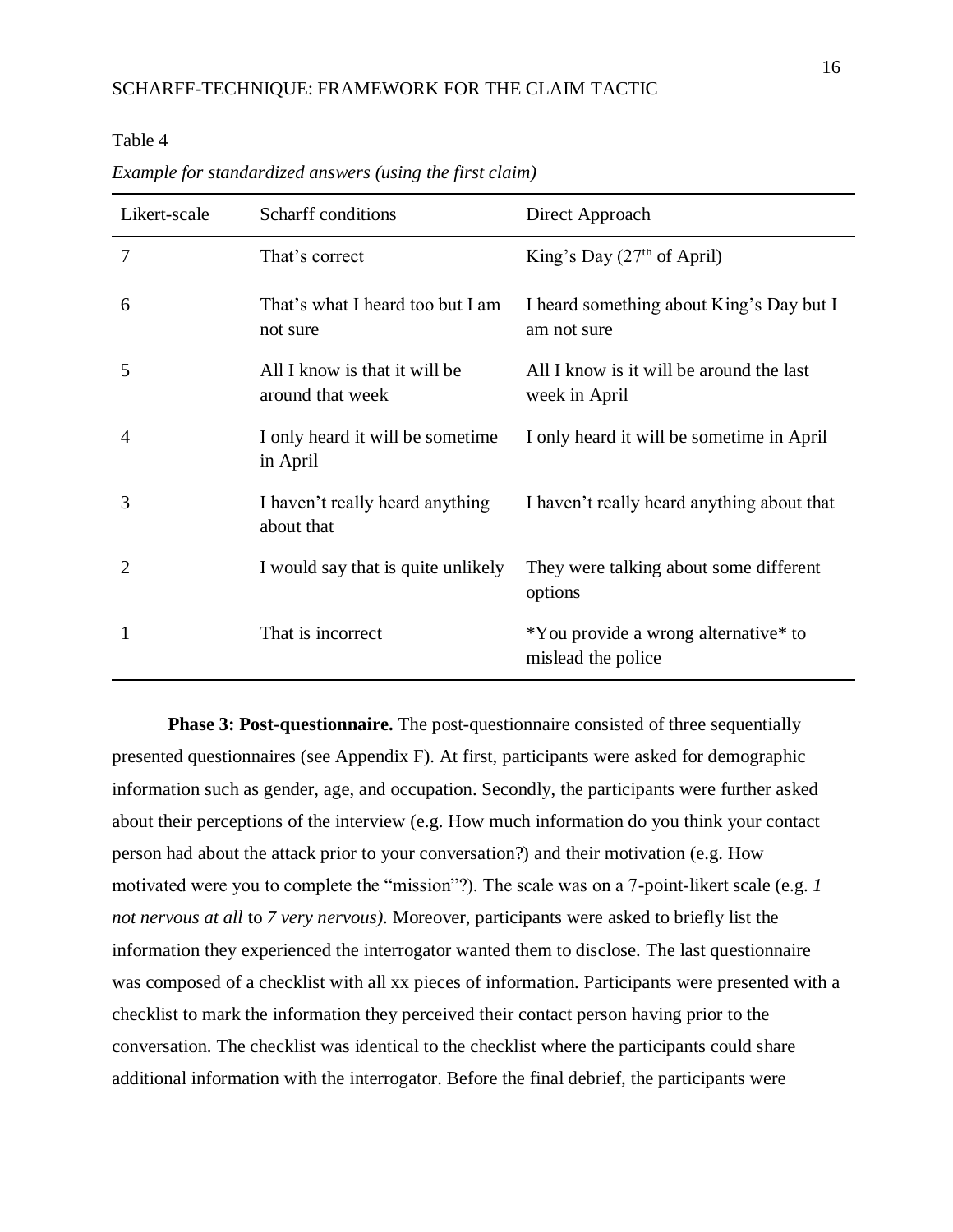Table 4

*Example for standardized answers (using the first claim)*

| Likert-scale | Scharff conditions | Direct Approach |
|---|---|---|
| 7 | That's correct | King's Day (27th of April) |
| 6 | That's what I heard too but I am not sure | I heard something about King's Day but I am not sure |
| 5 | All I know is that it will be around that week | All I know is it will be around the last week in April |
| 4 | I only heard it will be sometime in April | I only heard it will be sometime in April |
| 3 | I haven't really heard anything about that | I haven't really heard anything about that |
| 2 | I would say that is quite unlikely | They were talking about some different options |
| 1 | That is incorrect | *You provide a wrong alternative* to mislead the police |

**Phase 3: Post-questionnaire.** The post-questionnaire consisted of three sequentially presented questionnaires (see Appendix F). At first, participants were asked for demographic information such as gender, age, and occupation. Secondly, the participants were further asked about their perceptions of the interview (e.g. How much information do you think your contact person had about the attack prior to your conversation?) and their motivation (e.g. How motivated were you to complete the "mission"?). The scale was on a 7-point-likert scale (e.g. *1 not nervous at all* to *7 very nervous).* Moreover, participants were asked to briefly list the information they experienced the interrogator wanted them to disclose. The last questionnaire was composed of a checklist with all xx pieces of information. Participants were presented with a checklist to mark the information they perceived their contact person having prior to the conversation. The checklist was identical to the checklist where the participants could share additional information with the interrogator. Before the final debrief, the participants were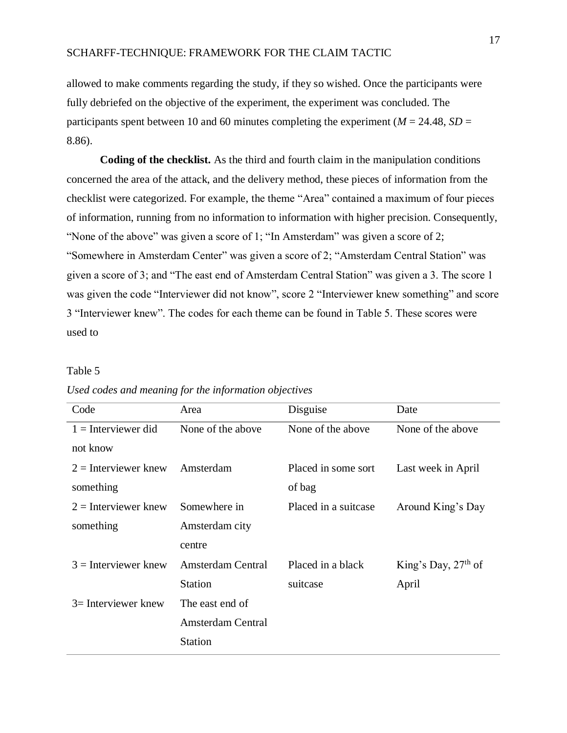allowed to make comments regarding the study, if they so wished. Once the participants were fully debriefed on the objective of the experiment, the experiment was concluded. The participants spent between 10 and 60 minutes completing the experiment ($M$ = 24.48, $SD$ = 8.86).

**Coding of the checklist.** As the third and fourth claim in the manipulation conditions concerned the area of the attack, and the delivery method, these pieces of information from the checklist were categorized. For example, the theme "Area" contained a maximum of four pieces of information, running from no information to information with higher precision. Consequently, "None of the above" was given a score of 1; "In Amsterdam" was given a score of 2; "Somewhere in Amsterdam Center" was given a score of 2; "Amsterdam Central Station" was given a score of 3; and "The east end of Amsterdam Central Station" was given a 3. The score 1 was given the code "Interviewer did not know", score 2 "Interviewer knew something" and score 3 "Interviewer knew". The codes for each theme can be found in Table 5. These scores were used to

Table 5

*Used codes and meaning for the information objectives*

| Code | Area | Disguise | Date |
|---|---|---|---|
| 1 = Interviewer did not know | None of the above | None of the above | None of the above |
| 2 = Interviewer knew something | Amsterdam | Placed in some sort of bag | Last week in April |
| 2 = Interviewer knew something | Somewhere in Amsterdam city centre | Placed in a suitcase | Around King's Day |
| 3 = Interviewer knew | Amsterdam Central Station | Placed in a black suitcase | King's Day, 27th of April |
| 3= Interviewer knew | The east end of Amsterdam Central Station | | |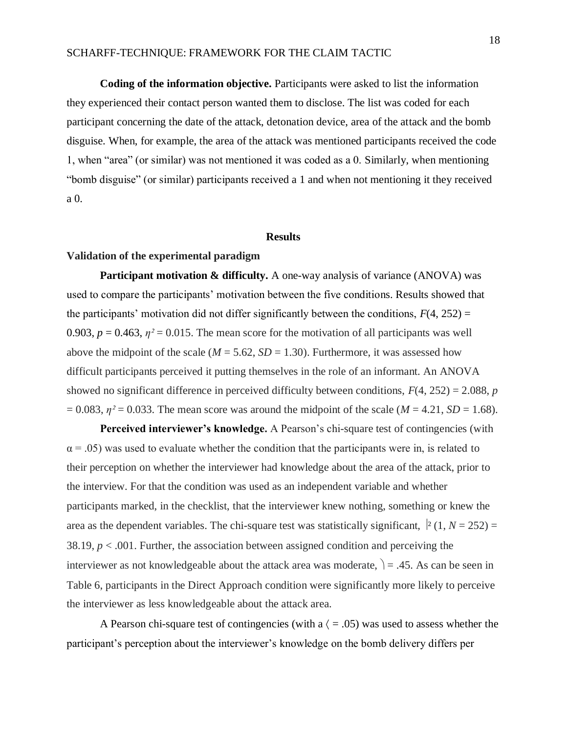**Coding of the information objective.** Participants were asked to list the information they experienced their contact person wanted them to disclose. The list was coded for each participant concerning the date of the attack, detonation device, area of the attack and the bomb disguise. When, for example, the area of the attack was mentioned participants received the code 1, when "area" (or similar) was not mentioned it was coded as a 0. Similarly, when mentioning "bomb disguise" (or similar) participants received a 1 and when not mentioning it they received a 0.

## Results

### Validation of the experimental paradigm

**Participant motivation & difficulty.** A one-way analysis of variance (ANOVA) was used to compare the participants' motivation between the five conditions. Results showed that the participants' motivation did not differ significantly between the conditions, $F(4, 252) = 0.903$, $p = 0.463$, $\eta^2 = 0.015$. The mean score for the motivation of all participants was well above the midpoint of the scale ($M = 5.62$, $SD = 1.30$). Furthermore, it was assessed how difficult participants perceived it putting themselves in the role of an informant. An ANOVA showed no significant difference in perceived difficulty between conditions, $F(4, 252) = 2.088$, $p = 0.083$, $\eta^2 = 0.033$. The mean score was around the midpoint of the scale ($M = 4.21$, $SD = 1.68$).

**Perceived interviewer's knowledge.** A Pearson's chi-square test of contingencies (with $\alpha = .05$) was used to evaluate whether the condition that the participants were in, is related to their perception on whether the interviewer had knowledge about the area of the attack, prior to the interview. For that the condition was used as an independent variable and whether participants marked, in the checklist, that the interviewer knew nothing, something or knew the area as the dependent variables. The chi-square test was statistically significant, $\chi^2 (1, N = 252) = 38.19$, $p < .001$. Further, the association between assigned condition and perceiving the interviewer as not knowledgeable about the attack area was moderate, $\varphi = .45$. As can be seen in Table 6, participants in the Direct Approach condition were significantly more likely to perceive the interviewer as less knowledgeable about the attack area.

A Pearson chi-square test of contingencies (with a $\alpha = .05$) was used to assess whether the participant's perception about the interviewer's knowledge on the bomb delivery differs per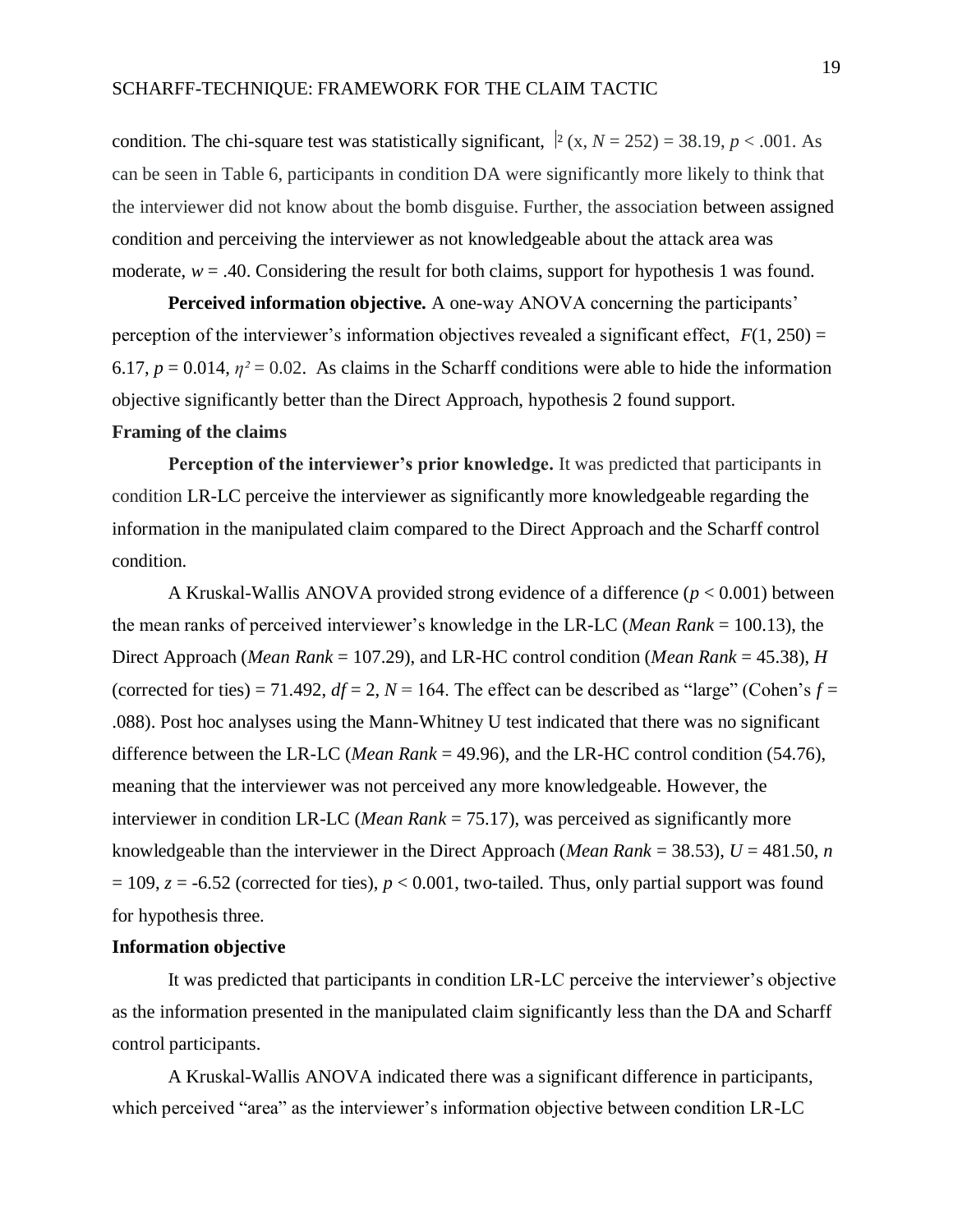condition. The chi-square test was statistically significant, $\chi^2$ (x, $N$ = 252) = 38.19, $p < .001$. As can be seen in Table 6, participants in condition DA were significantly more likely to think that the interviewer did not know about the bomb disguise. Further, the association between assigned condition and perceiving the interviewer as not knowledgeable about the attack area was moderate, $w = .40$. Considering the result for both claims, support for hypothesis 1 was found.

**Perceived information objective.** A one-way ANOVA concerning the participants' perception of the interviewer's information objectives revealed a significant effect, $F(1, 250) = 6.17$, $p = 0.014$, $\eta^2 = 0.02$. As claims in the Scharff conditions were able to hide the information objective significantly better than the Direct Approach, hypothesis 2 found support.

### Framing of the claims

**Perception of the interviewer's prior knowledge.** It was predicted that participants in condition LR-LC perceive the interviewer as significantly more knowledgeable regarding the information in the manipulated claim compared to the Direct Approach and the Scharff control condition.

A Kruskal-Wallis ANOVA provided strong evidence of a difference ($p < 0.001$) between the mean ranks of perceived interviewer's knowledge in the LR-LC (*Mean Rank* = 100.13), the Direct Approach (*Mean Rank* = 107.29), and LR-HC control condition (*Mean Rank* = 45.38), $H$ (corrected for ties) = 71.492, $df = 2$, $N = 164$. The effect can be described as "large" (Cohen's $f$ = .088). Post hoc analyses using the Mann-Whitney U test indicated that there was no significant difference between the LR-LC (*Mean Rank* = 49.96), and the LR-HC control condition (54.76), meaning that the interviewer was not perceived any more knowledgeable. However, the interviewer in condition LR-LC (*Mean Rank* = 75.17), was perceived as significantly more knowledgeable than the interviewer in the Direct Approach (*Mean Rank* = 38.53), $U = 481.50$, $n = 109$, $z = -6.52$ (corrected for ties), $p < 0.001$, two-tailed. Thus, only partial support was found for hypothesis three.

### Information objective

It was predicted that participants in condition LR-LC perceive the interviewer's objective as the information presented in the manipulated claim significantly less than the DA and Scharff control participants.

A Kruskal-Wallis ANOVA indicated there was a significant difference in participants, which perceived "area" as the interviewer's information objective between condition LR-LC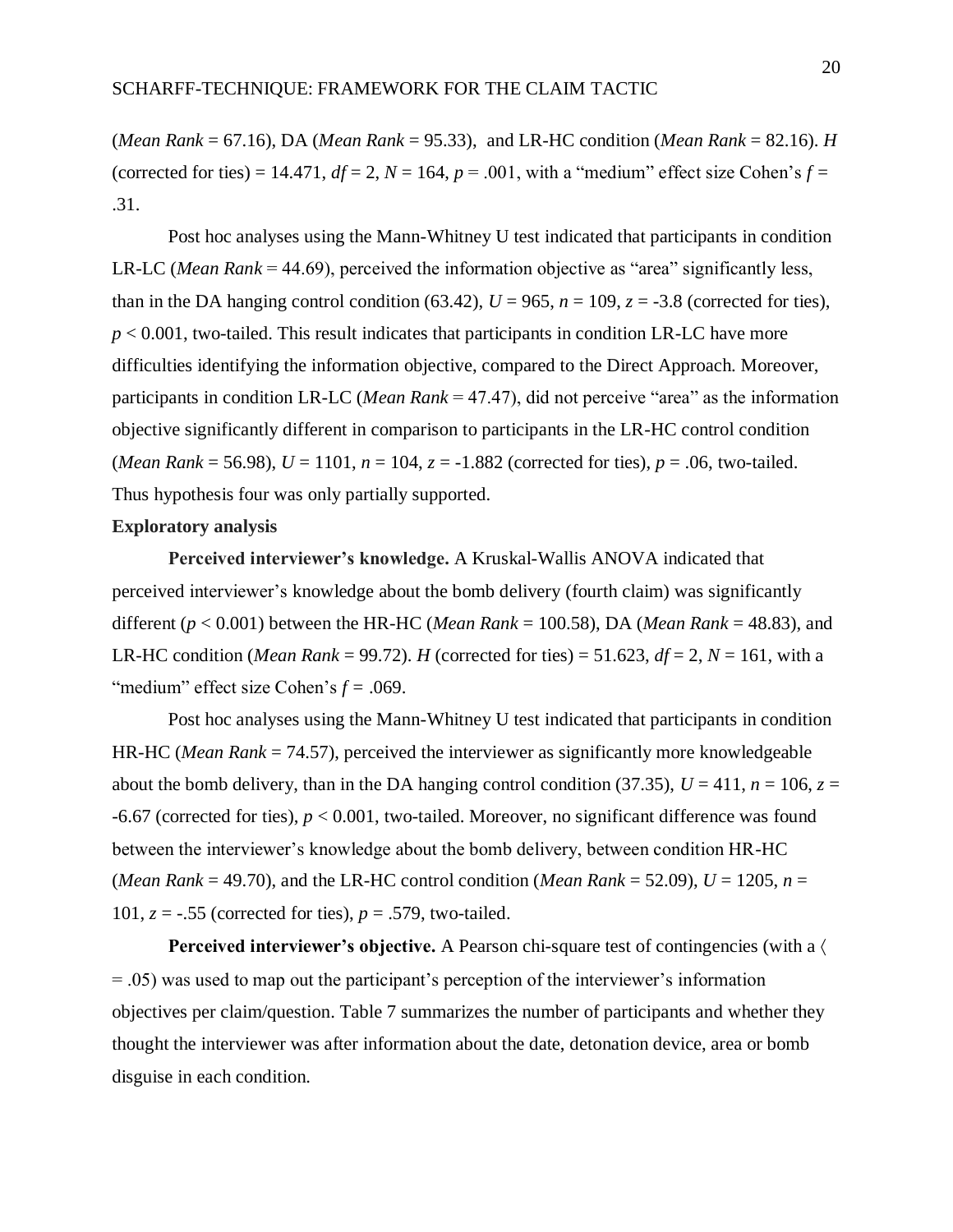(*Mean Rank* = 67.16), DA (*Mean Rank* = 95.33), and LR-HC condition (*Mean Rank* = 82.16). $H$ (corrected for ties) = 14.471, $df = 2$, $N = 164$, $p = .001$, with a "medium" effect size Cohen's $f = .31$.

Post hoc analyses using the Mann-Whitney U test indicated that participants in condition LR-LC (*Mean Rank* = 44.69), perceived the information objective as "area" significantly less, than in the DA hanging control condition (63.42), $U = 965$, $n = 109$, $z = -3.8$ (corrected for ties), $p < 0.001$, two-tailed. This result indicates that participants in condition LR-LC have more difficulties identifying the information objective, compared to the Direct Approach. Moreover, participants in condition LR-LC (*Mean Rank* = 47.47), did not perceive "area" as the information objective significantly different in comparison to participants in the LR-HC control condition (*Mean Rank* = 56.98), $U = 1101$, $n = 104$, $z = -1.882$ (corrected for ties), $p = .06$, two-tailed. Thus hypothesis four was only partially supported.

**Exploratory analysis**

**Perceived interviewer's knowledge.** A Kruskal-Wallis ANOVA indicated that perceived interviewer's knowledge about the bomb delivery (fourth claim) was significantly different ($p < 0.001$) between the HR-HC (*Mean Rank* = 100.58), DA (*Mean Rank* = 48.83), and LR-HC condition (*Mean Rank* = 99.72). $H$ (corrected for ties) = 51.623, $df = 2$, $N = 161$, with a "medium" effect size Cohen's $f = .069$.

Post hoc analyses using the Mann-Whitney U test indicated that participants in condition HR-HC (*Mean Rank* = 74.57), perceived the interviewer as significantly more knowledgeable about the bomb delivery, than in the DA hanging control condition (37.35), $U = 411$, $n = 106$, $z = -6.67$ (corrected for ties), $p < 0.001$, two-tailed. Moreover, no significant difference was found between the interviewer's knowledge about the bomb delivery, between condition HR-HC (*Mean Rank* = 49.70), and the LR-HC control condition (*Mean Rank* = 52.09), $U = 1205$, $n = 101$, $z = -.55$ (corrected for ties), $p = .579$, two-tailed.

**Perceived interviewer's objective.** A Pearson chi-square test of contingencies (with a 〈 = .05) was used to map out the participant's perception of the interviewer's information objectives per claim/question. Table 7 summarizes the number of participants and whether they thought the interviewer was after information about the date, detonation device, area or bomb disguise in each condition.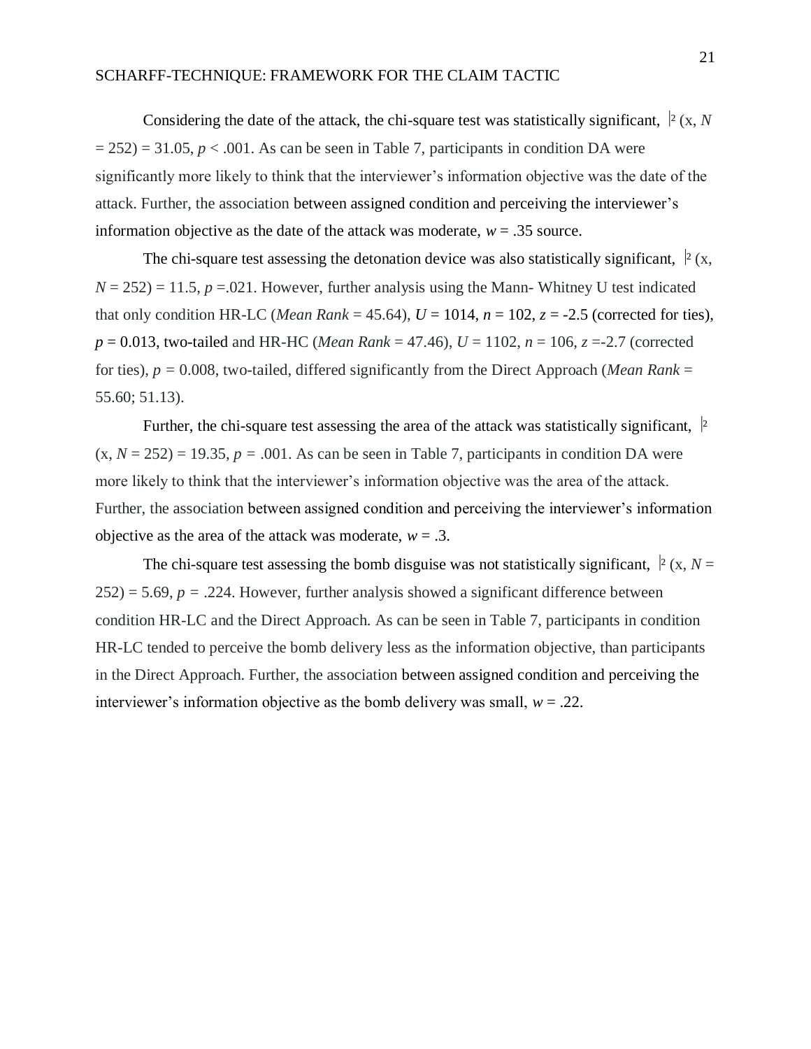Considering the date of the attack, the chi-square test was statistically significant, $\chi^2$ (x, $N = 252$) = 31.05, $p < .001$. As can be seen in Table 7, participants in condition DA were significantly more likely to think that the interviewer's information objective was the date of the attack. Further, the association between assigned condition and perceiving the interviewer's information objective as the date of the attack was moderate, $w = .35$ source.

The chi-square test assessing the detonation device was also statistically significant, $\chi^2$ (x, $N = 252$) = 11.5, $p = .021$. However, further analysis using the Mann- Whitney U test indicated that only condition HR-LC (*Mean Rank* = 45.64), $U = 1014$, $n = 102$, $z = -2.5$ (corrected for ties), $p = 0.013$, two-tailed and HR-HC (*Mean Rank* = 47.46), $U = 1102$, $n = 106$, $z = -2.7$ (corrected for ties), $p = 0.008$, two-tailed, differed significantly from the Direct Approach (*Mean Rank* = 55.60; 51.13).

Further, the chi-square test assessing the area of the attack was statistically significant, $\chi^2$ (x, $N = 252$) = 19.35, $p = .001$. As can be seen in Table 7, participants in condition DA were more likely to think that the interviewer's information objective was the area of the attack. Further, the association between assigned condition and perceiving the interviewer's information objective as the area of the attack was moderate, $w = .3$.

The chi-square test assessing the bomb disguise was not statistically significant, $\chi^2$ (x, $N = 252$) = 5.69, $p = .224$. However, further analysis showed a significant difference between condition HR-LC and the Direct Approach. As can be seen in Table 7, participants in condition HR-LC tended to perceive the bomb delivery less as the information objective, than participants in the Direct Approach. Further, the association between assigned condition and perceiving the interviewer's information objective as the bomb delivery was small, $w = .22$.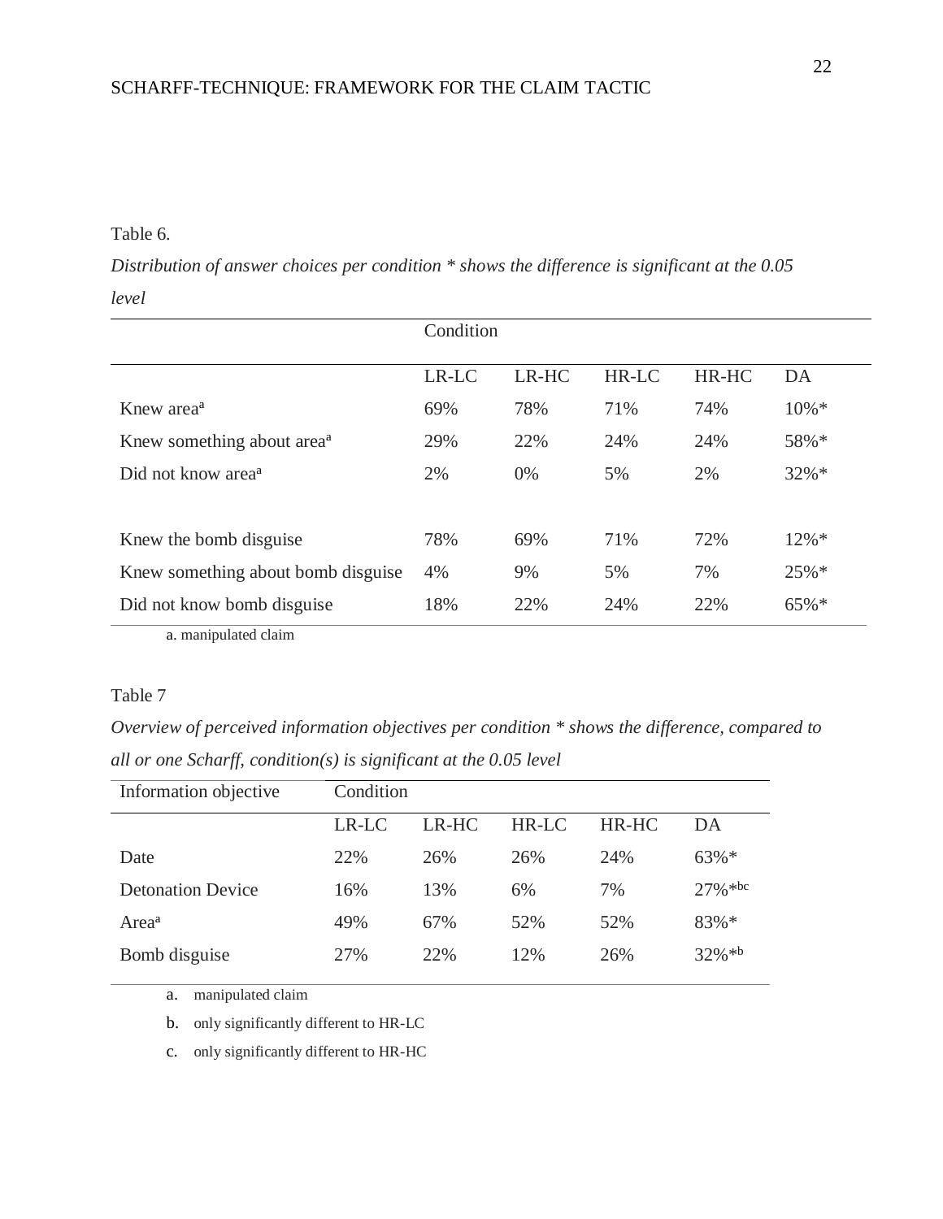Table 6.

*Distribution of answer choices per condition * shows the difference is significant at the 0.05 level*

| | Condition | | | | |
|---|---|---|---|---|---|
| | LR-LC | LR-HC | HR-LC | HR-HC | DA |
| Knew area[a] | 69% | 78% | 71% | 74% | 10%* |
| Knew something about area[a] | 29% | 22% | 24% | 24% | 58%* |
| Did not know area[a] | 2% | 0% | 5% | 2% | 32%* |
| | | | | | |
| Knew the bomb disguise | 78% | 69% | 71% | 72% | 12%* |
| Knew something about bomb disguise | 4% | 9% | 5% | 7% | 25%* |
| Did not know bomb disguise | 18% | 22% | 24% | 22% | 65%* |

a. manipulated claim

Table 7

*Overview of perceived information objectives per condition * shows the difference, compared to all or one Scharff, condition(s) is significant at the 0.05 level*

| Information objective | Condition | | | | |
|---|---|---|---|---|---|
| | LR-LC | LR-HC | HR-LC | HR-HC | DA |
| Date | 22% | 26% | 26% | 24% | 63%* |
| Detonation Device | 16% | 13% | 6% | 7% | 27%*[bc] |
| Area[a] | 49% | 67% | 52% | 52% | 83%* |
| Bomb disguise | 27% | 22% | 12% | 26% | 32%*[b] |

a. manipulated claim

b. only significantly different to HR-LC

c. only significantly different to HR-HC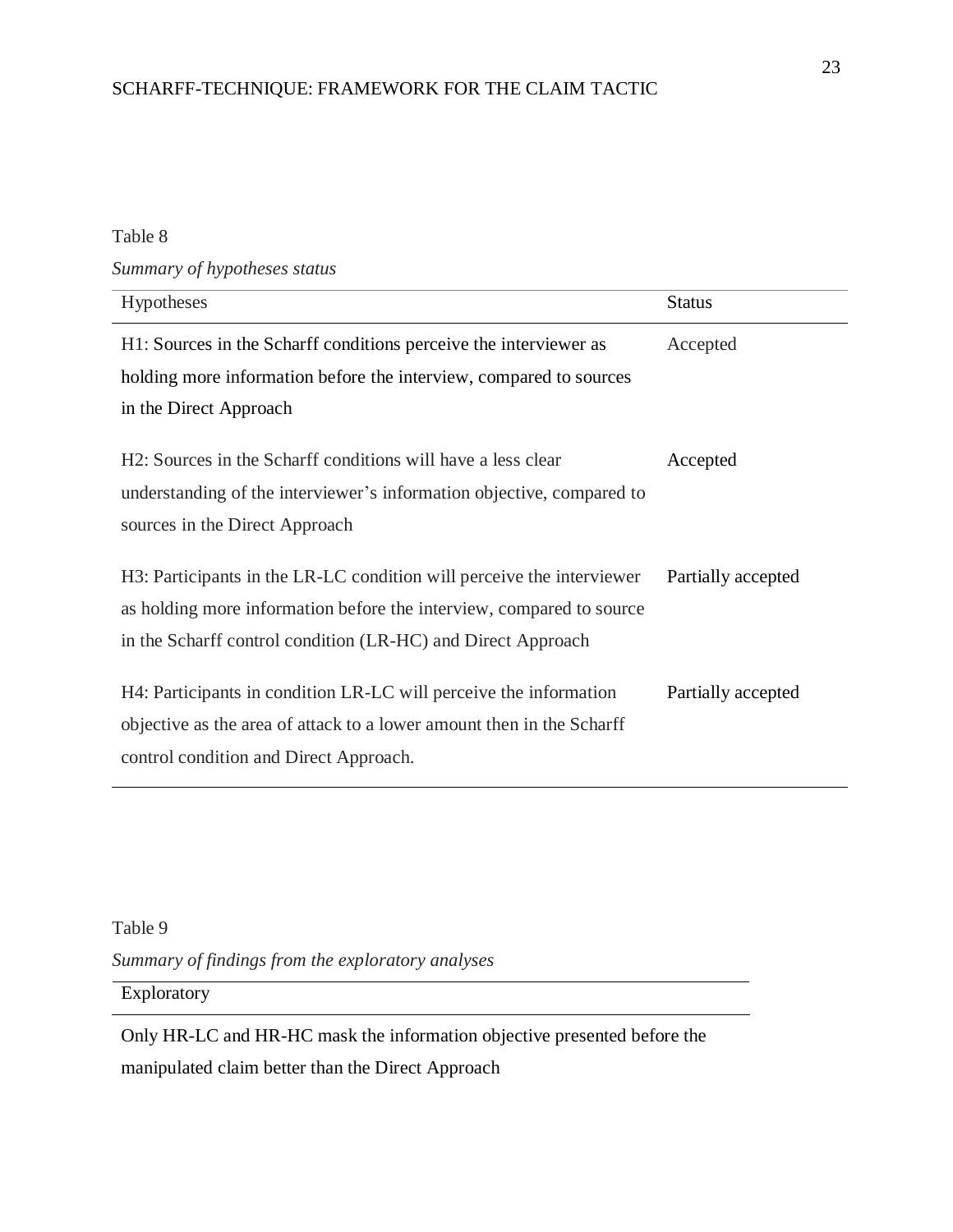Table 8

*Summary of hypotheses status*

| Hypotheses | Status |
|---|---|
| H1: Sources in the Scharff conditions perceive the interviewer as holding more information before the interview, compared to sources in the Direct Approach | Accepted |
| H2: Sources in the Scharff conditions will have a less clear understanding of the interviewer's information objective, compared to sources in the Direct Approach | Accepted |
| H3: Participants in the LR-LC condition will perceive the interviewer as holding more information before the interview, compared to source in the Scharff control condition (LR-HC) and Direct Approach | Partially accepted |
| H4: Participants in condition LR-LC will perceive the information objective as the area of attack to a lower amount then in the Scharff control condition and Direct Approach. | Partially accepted |

Table 9

*Summary of findings from the exploratory analyses*

| Exploratory |
|---|
| Only HR-LC and HR-HC mask the information objective presented before the manipulated claim better than the Direct Approach |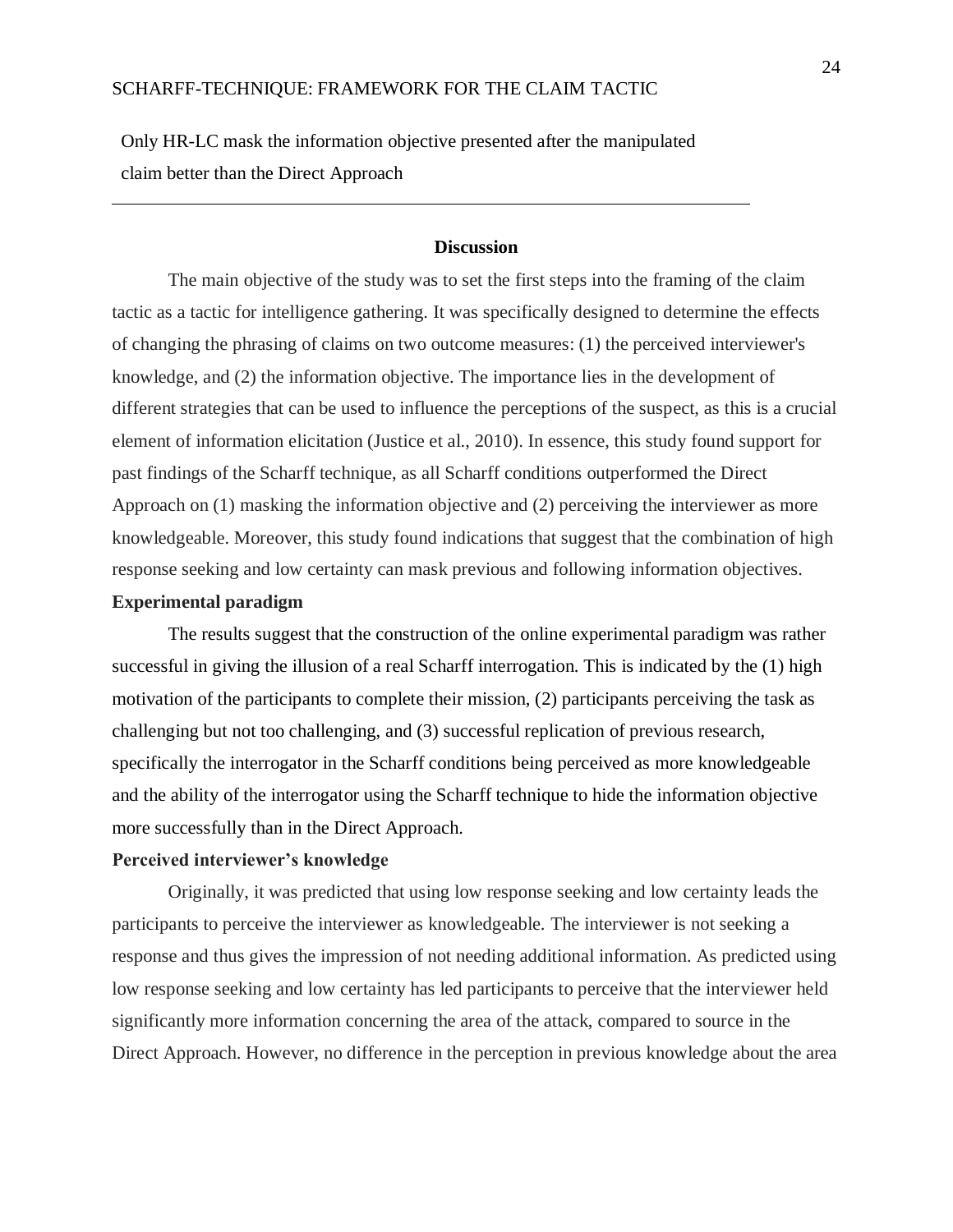Only HR-LC mask the information objective presented after the manipulated claim better than the Direct Approach

---

## Discussion

The main objective of the study was to set the first steps into the framing of the claim tactic as a tactic for intelligence gathering. It was specifically designed to determine the effects of changing the phrasing of claims on two outcome measures: (1) the perceived interviewer's knowledge, and (2) the information objective. The importance lies in the development of different strategies that can be used to influence the perceptions of the suspect, as this is a crucial element of information elicitation (Justice et al., 2010). In essence, this study found support for past findings of the Scharff technique, as all Scharff conditions outperformed the Direct Approach on (1) masking the information objective and (2) perceiving the interviewer as more knowledgeable. Moreover, this study found indications that suggest that the combination of high response seeking and low certainty can mask previous and following information objectives.

### Experimental paradigm

The results suggest that the construction of the online experimental paradigm was rather successful in giving the illusion of a real Scharff interrogation. This is indicated by the (1) high motivation of the participants to complete their mission, (2) participants perceiving the task as challenging but not too challenging, and (3) successful replication of previous research, specifically the interrogator in the Scharff conditions being perceived as more knowledgeable and the ability of the interrogator using the Scharff technique to hide the information objective more successfully than in the Direct Approach.

### Perceived interviewer's knowledge

Originally, it was predicted that using low response seeking and low certainty leads the participants to perceive the interviewer as knowledgeable. The interviewer is not seeking a response and thus gives the impression of not needing additional information. As predicted using low response seeking and low certainty has led participants to perceive that the interviewer held significantly more information concerning the area of the attack, compared to source in the Direct Approach. However, no difference in the perception in previous knowledge about the area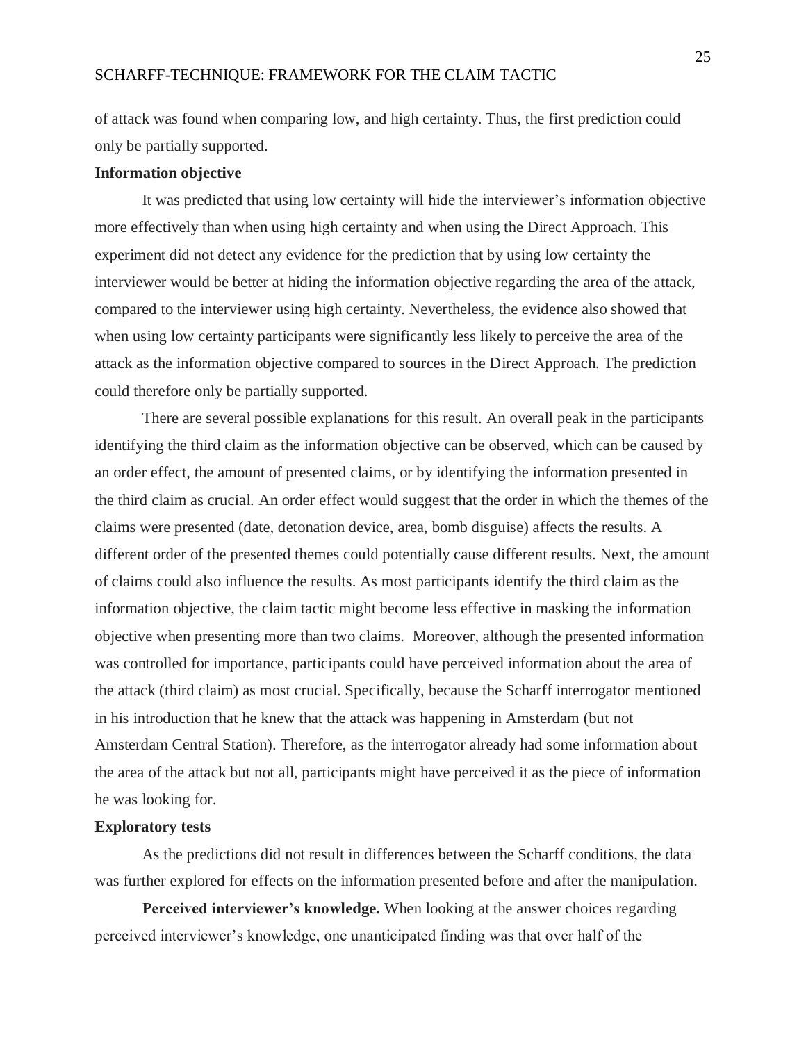of attack was found when comparing low, and high certainty. Thus, the first prediction could only be partially supported.

**Information objective**

It was predicted that using low certainty will hide the interviewer's information objective more effectively than when using high certainty and when using the Direct Approach. This experiment did not detect any evidence for the prediction that by using low certainty the interviewer would be better at hiding the information objective regarding the area of the attack, compared to the interviewer using high certainty. Nevertheless, the evidence also showed that when using low certainty participants were significantly less likely to perceive the area of the attack as the information objective compared to sources in the Direct Approach. The prediction could therefore only be partially supported.

There are several possible explanations for this result. An overall peak in the participants identifying the third claim as the information objective can be observed, which can be caused by an order effect, the amount of presented claims, or by identifying the information presented in the third claim as crucial. An order effect would suggest that the order in which the themes of the claims were presented (date, detonation device, area, bomb disguise) affects the results. A different order of the presented themes could potentially cause different results. Next, the amount of claims could also influence the results. As most participants identify the third claim as the information objective, the claim tactic might become less effective in masking the information objective when presenting more than two claims. Moreover, although the presented information was controlled for importance, participants could have perceived information about the area of the attack (third claim) as most crucial. Specifically, because the Scharff interrogator mentioned in his introduction that he knew that the attack was happening in Amsterdam (but not Amsterdam Central Station). Therefore, as the interrogator already had some information about the area of the attack but not all, participants might have perceived it as the piece of information he was looking for.

**Exploratory tests**

As the predictions did not result in differences between the Scharff conditions, the data was further explored for effects on the information presented before and after the manipulation.

**Perceived interviewer's knowledge.** When looking at the answer choices regarding perceived interviewer's knowledge, one unanticipated finding was that over half of the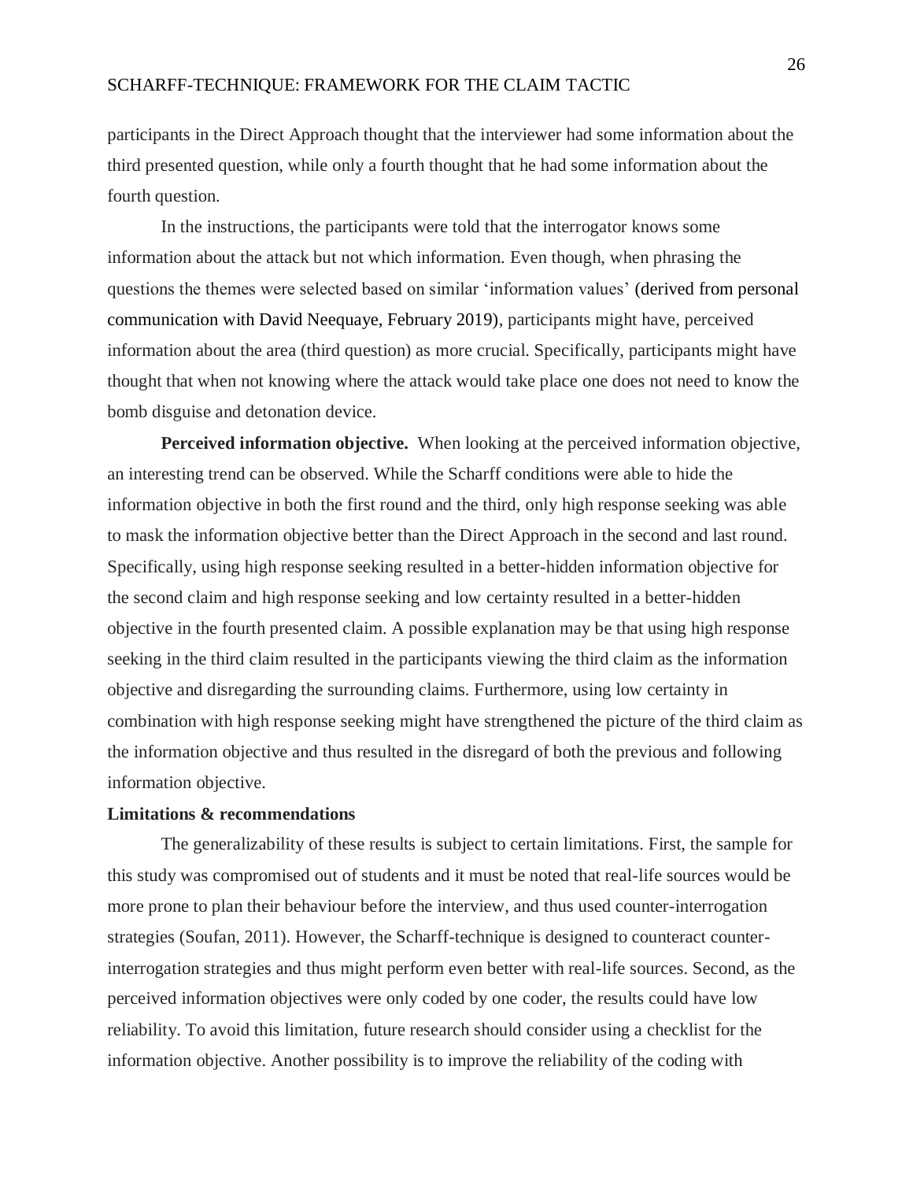participants in the Direct Approach thought that the interviewer had some information about the third presented question, while only a fourth thought that he had some information about the fourth question.

In the instructions, the participants were told that the interrogator knows some information about the attack but not which information. Even though, when phrasing the questions the themes were selected based on similar 'information values' (derived from personal communication with David Neequaye, February 2019), participants might have, perceived information about the area (third question) as more crucial. Specifically, participants might have thought that when not knowing where the attack would take place one does not need to know the bomb disguise and detonation device.

**Perceived information objective.** When looking at the perceived information objective, an interesting trend can be observed. While the Scharff conditions were able to hide the information objective in both the first round and the third, only high response seeking was able to mask the information objective better than the Direct Approach in the second and last round. Specifically, using high response seeking resulted in a better-hidden information objective for the second claim and high response seeking and low certainty resulted in a better-hidden objective in the fourth presented claim. A possible explanation may be that using high response seeking in the third claim resulted in the participants viewing the third claim as the information objective and disregarding the surrounding claims. Furthermore, using low certainty in combination with high response seeking might have strengthened the picture of the third claim as the information objective and thus resulted in the disregard of both the previous and following information objective.

**Limitations & recommendations**

The generalizability of these results is subject to certain limitations. First, the sample for this study was compromised out of students and it must be noted that real-life sources would be more prone to plan their behaviour before the interview, and thus used counter-interrogation strategies (Soufan, 2011). However, the Scharff-technique is designed to counteract counter-interrogation strategies and thus might perform even better with real-life sources. Second, as the perceived information objectives were only coded by one coder, the results could have low reliability. To avoid this limitation, future research should consider using a checklist for the information objective. Another possibility is to improve the reliability of the coding with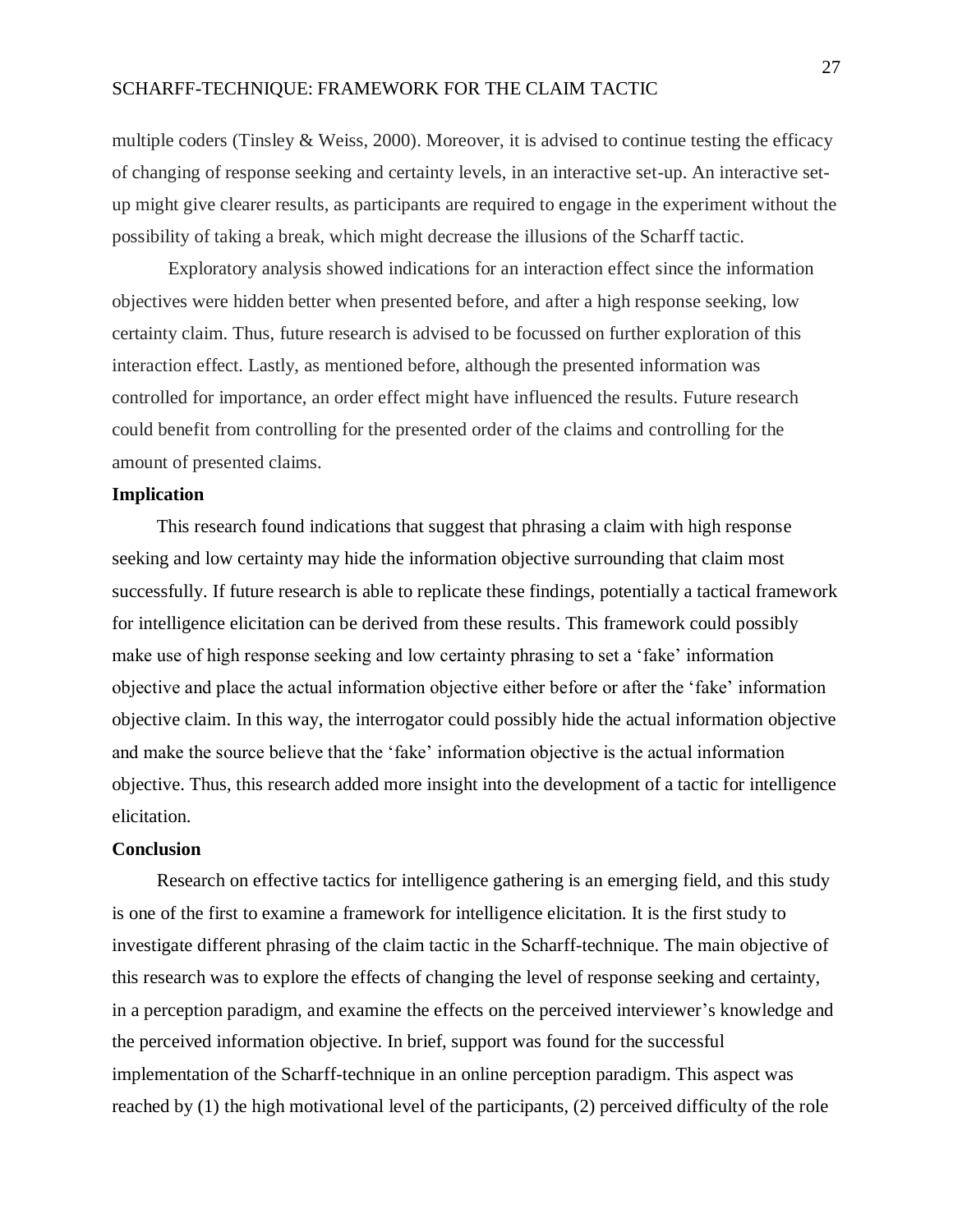multiple coders (Tinsley & Weiss, 2000). Moreover, it is advised to continue testing the efficacy of changing of response seeking and certainty levels, in an interactive set-up. An interactive set-up might give clearer results, as participants are required to engage in the experiment without the possibility of taking a break, which might decrease the illusions of the Scharff tactic.

Exploratory analysis showed indications for an interaction effect since the information objectives were hidden better when presented before, and after a high response seeking, low certainty claim. Thus, future research is advised to be focussed on further exploration of this interaction effect. Lastly, as mentioned before, although the presented information was controlled for importance, an order effect might have influenced the results. Future research could benefit from controlling for the presented order of the claims and controlling for the amount of presented claims.

**Implication**

This research found indications that suggest that phrasing a claim with high response seeking and low certainty may hide the information objective surrounding that claim most successfully. If future research is able to replicate these findings, potentially a tactical framework for intelligence elicitation can be derived from these results. This framework could possibly make use of high response seeking and low certainty phrasing to set a 'fake' information objective and place the actual information objective either before or after the 'fake' information objective claim. In this way, the interrogator could possibly hide the actual information objective and make the source believe that the 'fake' information objective is the actual information objective. Thus, this research added more insight into the development of a tactic for intelligence elicitation.

**Conclusion**

Research on effective tactics for intelligence gathering is an emerging field, and this study is one of the first to examine a framework for intelligence elicitation. It is the first study to investigate different phrasing of the claim tactic in the Scharff-technique. The main objective of this research was to explore the effects of changing the level of response seeking and certainty, in a perception paradigm, and examine the effects on the perceived interviewer's knowledge and the perceived information objective. In brief, support was found for the successful implementation of the Scharff-technique in an online perception paradigm. This aspect was reached by (1) the high motivational level of the participants, (2) perceived difficulty of the role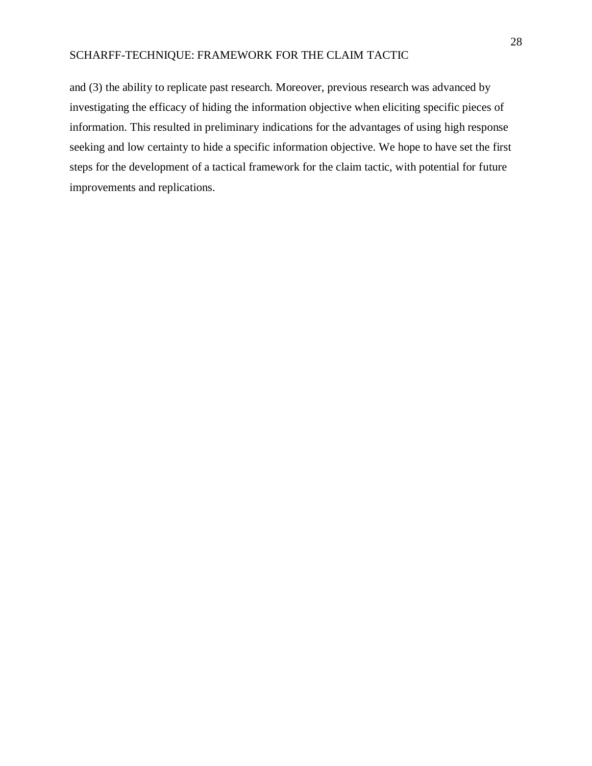and (3) the ability to replicate past research. Moreover, previous research was advanced by investigating the efficacy of hiding the information objective when eliciting specific pieces of information. This resulted in preliminary indications for the advantages of using high response seeking and low certainty to hide a specific information objective. We hope to have set the first steps for the development of a tactical framework for the claim tactic, with potential for future improvements and replications.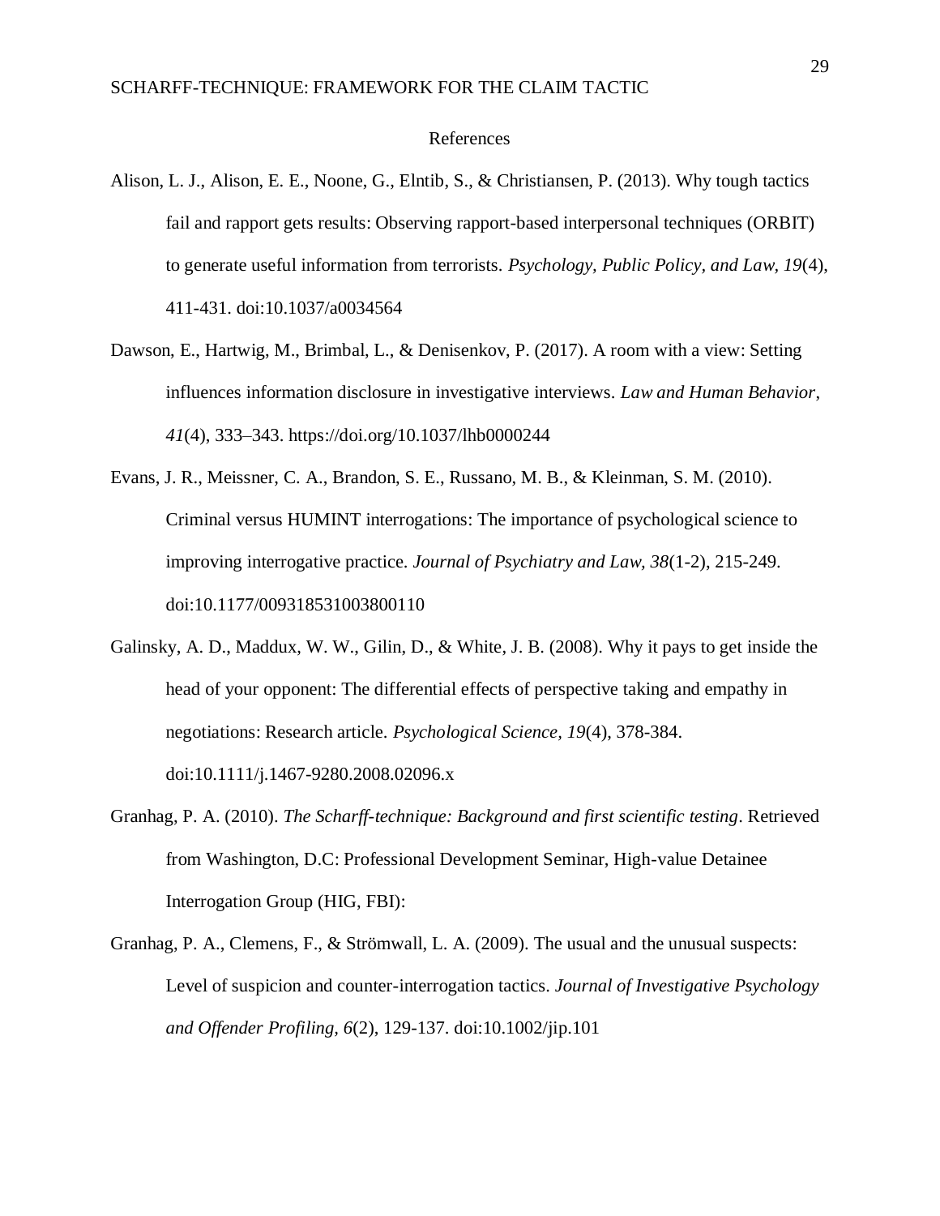# References

Alison, L. J., Alison, E. E., Noone, G., Elntib, S., & Christiansen, P. (2013). Why tough tactics fail and rapport gets results: Observing rapport-based interpersonal techniques (ORBIT) to generate useful information from terrorists. *Psychology, Public Policy, and Law, 19*(4), 411-431. doi:10.1037/a0034564

Dawson, E., Hartwig, M., Brimbal, L., & Denisenkov, P. (2017). A room with a view: Setting influences information disclosure in investigative interviews. *Law and Human Behavior*, *41*(4), 333–343. https://doi.org/10.1037/lhb0000244

Evans, J. R., Meissner, C. A., Brandon, S. E., Russano, M. B., & Kleinman, S. M. (2010). Criminal versus HUMINT interrogations: The importance of psychological science to improving interrogative practice. *Journal of Psychiatry and Law, 38*(1-2), 215-249. doi:10.1177/009318531003800110

Galinsky, A. D., Maddux, W. W., Gilin, D., & White, J. B. (2008). Why it pays to get inside the head of your opponent: The differential effects of perspective taking and empathy in negotiations: Research article. *Psychological Science, 19*(4), 378-384. doi:10.1111/j.1467-9280.2008.02096.x

Granhag, P. A. (2010). *The Scharff-technique: Background and first scientific testing*. Retrieved from Washington, D.C: Professional Development Seminar, High-value Detainee Interrogation Group (HIG, FBI):

Granhag, P. A., Clemens, F., & Strömwall, L. A. (2009). The usual and the unusual suspects: Level of suspicion and counter-interrogation tactics. *Journal of Investigative Psychology and Offender Profiling, 6*(2), 129-137. doi:10.1002/jip.101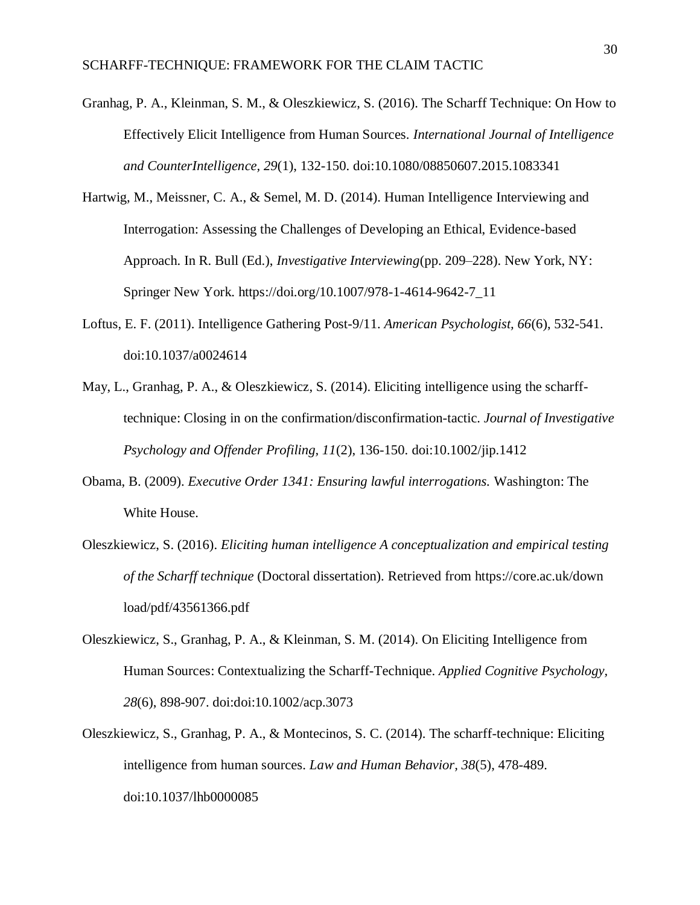Granhag, P. A., Kleinman, S. M., & Oleszkiewicz, S. (2016). The Scharff Technique: On How to Effectively Elicit Intelligence from Human Sources. *International Journal of Intelligence and CounterIntelligence, 29*(1), 132-150. doi:10.1080/08850607.2015.1083341

Hartwig, M., Meissner, C. A., & Semel, M. D. (2014). Human Intelligence Interviewing and Interrogation: Assessing the Challenges of Developing an Ethical, Evidence-based Approach. In R. Bull (Ed.), *Investigative Interviewing*(pp. 209–228). New York, NY: Springer New York. https://doi.org/10.1007/978-1-4614-9642-7_11

Loftus, E. F. (2011). Intelligence Gathering Post-9/11. *American Psychologist, 66*(6), 532-541. doi:10.1037/a0024614

May, L., Granhag, P. A., & Oleszkiewicz, S. (2014). Eliciting intelligence using the scharff-technique: Closing in on the confirmation/disconfirmation-tactic. *Journal of Investigative Psychology and Offender Profiling, 11*(2), 136-150. doi:10.1002/jip.1412

Obama, B. (2009). *Executive Order 1341: Ensuring lawful interrogations.* Washington: The White House.

Oleszkiewicz, S. (2016). *Eliciting human intelligence A conceptualization and empirical testing of the Scharff technique* (Doctoral dissertation). Retrieved from https://core.ac.uk/down load/pdf/43561366.pdf

Oleszkiewicz, S., Granhag, P. A., & Kleinman, S. M. (2014). On Eliciting Intelligence from Human Sources: Contextualizing the Scharff-Technique. *Applied Cognitive Psychology, 28*(6), 898-907. doi:doi:10.1002/acp.3073

Oleszkiewicz, S., Granhag, P. A., & Montecinos, S. C. (2014). The scharff-technique: Eliciting intelligence from human sources. *Law and Human Behavior, 38*(5), 478-489. doi:10.1037/lhb0000085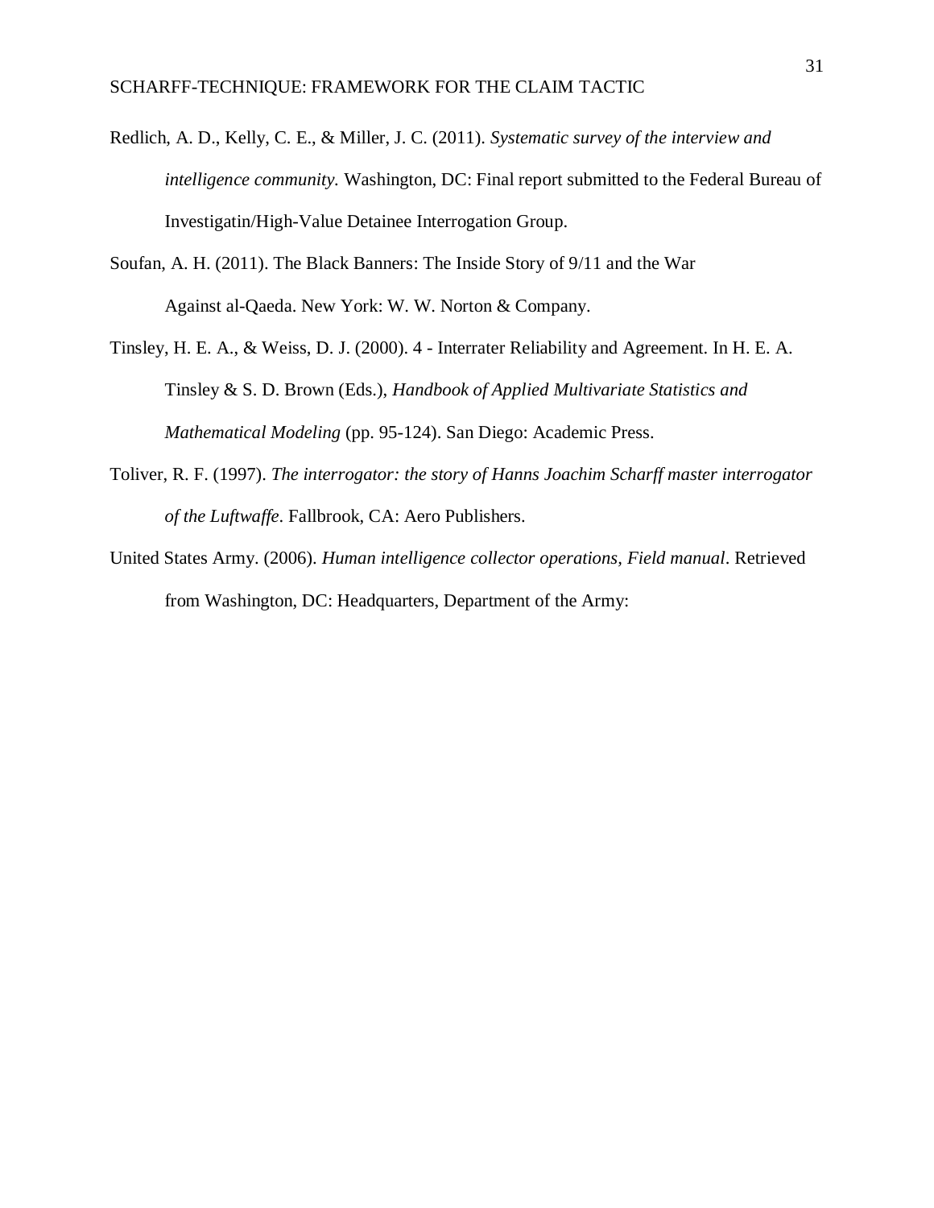Redlich, A. D., Kelly, C. E., & Miller, J. C. (2011). *Systematic survey of the interview and intelligence community.* Washington, DC: Final report submitted to the Federal Bureau of Investigatin/High-Value Detainee Interrogation Group.

Soufan, A. H. (2011). The Black Banners: The Inside Story of 9/11 and the War Against al-Qaeda. New York: W. W. Norton & Company.

Tinsley, H. E. A., & Weiss, D. J. (2000). 4 - Interrater Reliability and Agreement. In H. E. A. Tinsley & S. D. Brown (Eds.), *Handbook of Applied Multivariate Statistics and Mathematical Modeling* (pp. 95-124). San Diego: Academic Press.

Toliver, R. F. (1997). *The interrogator: the story of Hanns Joachim Scharff master interrogator of the Luftwaffe*. Fallbrook, CA: Aero Publishers.

United States Army. (2006). *Human intelligence collector operations, Field manual*. Retrieved from Washington, DC: Headquarters, Department of the Army: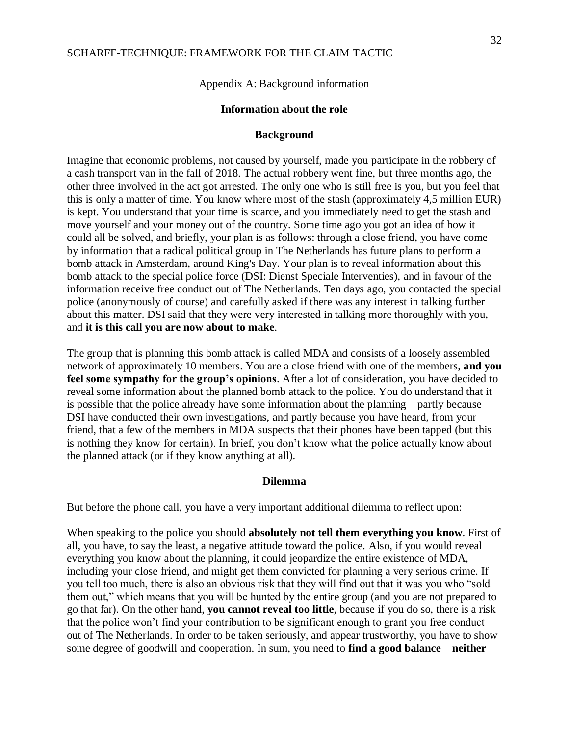## Appendix A: Background information

### Information about the role

### Background

Imagine that economic problems, not caused by yourself, made you participate in the robbery of a cash transport van in the fall of 2018. The actual robbery went fine, but three months ago, the other three involved in the act got arrested. The only one who is still free is you, but you feel that this is only a matter of time. You know where most of the stash (approximately 4,5 million EUR) is kept. You understand that your time is scarce, and you immediately need to get the stash and move yourself and your money out of the country. Some time ago you got an idea of how it could all be solved, and briefly, your plan is as follows: through a close friend, you have come by information that a radical political group in The Netherlands has future plans to perform a bomb attack in Amsterdam, around King's Day. Your plan is to reveal information about this bomb attack to the special police force (DSI: Dienst Speciale Interventies), and in favour of the information receive free conduct out of The Netherlands. Ten days ago, you contacted the special police (anonymously of course) and carefully asked if there was any interest in talking further about this matter. DSI said that they were very interested in talking more thoroughly with you, and **it is this call you are now about to make**.

The group that is planning this bomb attack is called MDA and consists of a loosely assembled network of approximately 10 members. You are a close friend with one of the members, **and you feel some sympathy for the group's opinions**. After a lot of consideration, you have decided to reveal some information about the planned bomb attack to the police. You do understand that it is possible that the police already have some information about the planning—partly because DSI have conducted their own investigations, and partly because you have heard, from your friend, that a few of the members in MDA suspects that their phones have been tapped (but this is nothing they know for certain). In brief, you don't know what the police actually know about the planned attack (or if they know anything at all).

### Dilemma

But before the phone call, you have a very important additional dilemma to reflect upon:

When speaking to the police you should **absolutely not tell them everything you know**. First of all, you have, to say the least, a negative attitude toward the police. Also, if you would reveal everything you know about the planning, it could jeopardize the entire existence of MDA, including your close friend, and might get them convicted for planning a very serious crime. If you tell too much, there is also an obvious risk that they will find out that it was you who "sold them out," which means that you will be hunted by the entire group (and you are not prepared to go that far). On the other hand, **you cannot reveal too little**, because if you do so, there is a risk that the police won't find your contribution to be significant enough to grant you free conduct out of The Netherlands. In order to be taken seriously, and appear trustworthy, you have to show some degree of goodwill and cooperation. In sum, you need to **find a good balance**—**neither**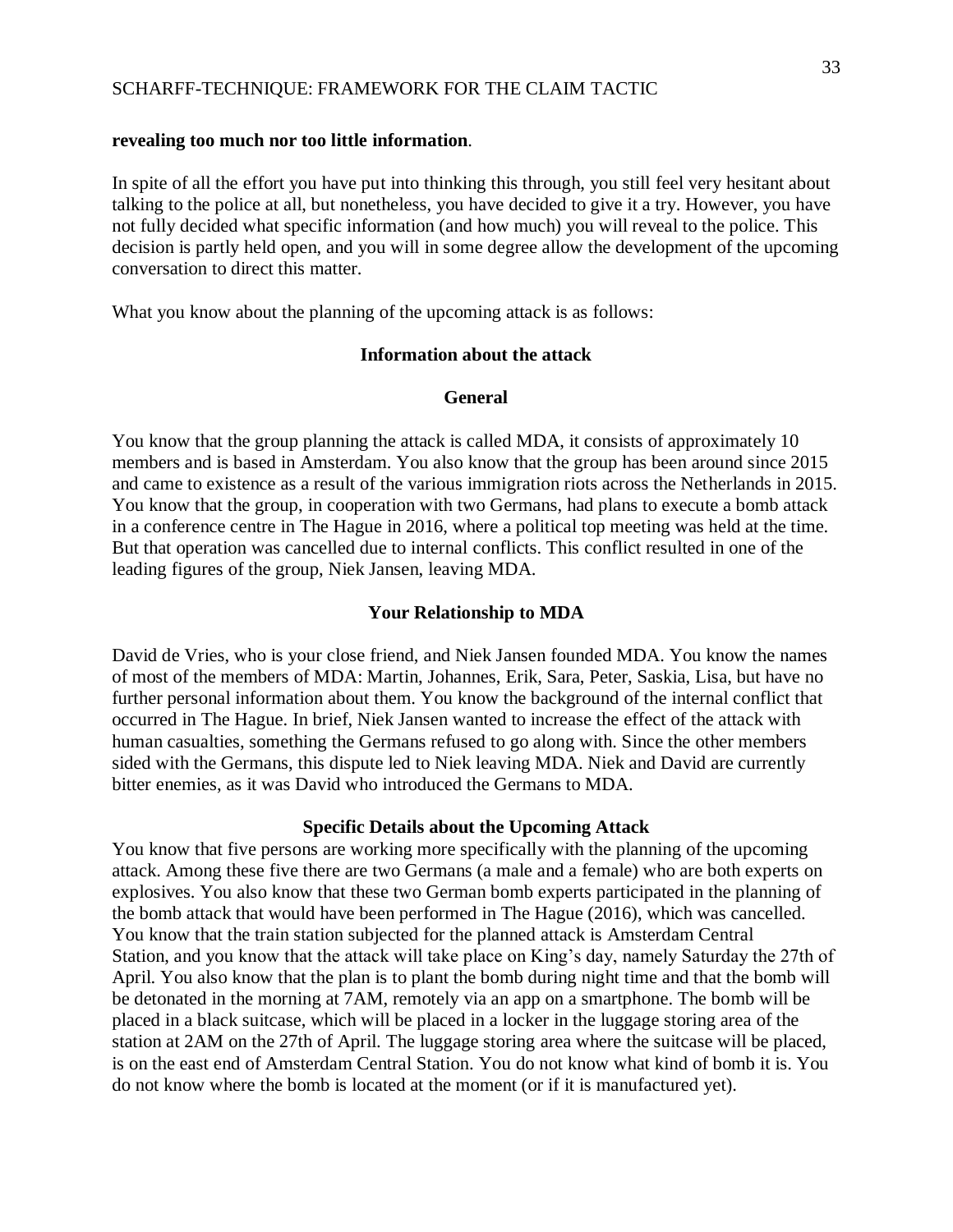**revealing too much nor too little information**.

In spite of all the effort you have put into thinking this through, you still feel very hesitant about talking to the police at all, but nonetheless, you have decided to give it a try. However, you have not fully decided what specific information (and how much) you will reveal to the police. This decision is partly held open, and you will in some degree allow the development of the upcoming conversation to direct this matter.

What you know about the planning of the upcoming attack is as follows:

**Information about the attack**

**General**

You know that the group planning the attack is called MDA, it consists of approximately 10 members and is based in Amsterdam. You also know that the group has been around since 2015 and came to existence as a result of the various immigration riots across the Netherlands in 2015. You know that the group, in cooperation with two Germans, had plans to execute a bomb attack in a conference centre in The Hague in 2016, where a political top meeting was held at the time. But that operation was cancelled due to internal conflicts. This conflict resulted in one of the leading figures of the group, Niek Jansen, leaving MDA.

**Your Relationship to MDA**

David de Vries, who is your close friend, and Niek Jansen founded MDA. You know the names of most of the members of MDA: Martin, Johannes, Erik, Sara, Peter, Saskia, Lisa, but have no further personal information about them. You know the background of the internal conflict that occurred in The Hague. In brief, Niek Jansen wanted to increase the effect of the attack with human casualties, something the Germans refused to go along with. Since the other members sided with the Germans, this dispute led to Niek leaving MDA. Niek and David are currently bitter enemies, as it was David who introduced the Germans to MDA.

**Specific Details about the Upcoming Attack**

You know that five persons are working more specifically with the planning of the upcoming attack. Among these five there are two Germans (a male and a female) who are both experts on explosives. You also know that these two German bomb experts participated in the planning of the bomb attack that would have been performed in The Hague (2016), which was cancelled. You know that the train station subjected for the planned attack is Amsterdam Central Station, and you know that the attack will take place on King's day, namely Saturday the 27th of April. You also know that the plan is to plant the bomb during night time and that the bomb will be detonated in the morning at 7AM, remotely via an app on a smartphone. The bomb will be placed in a black suitcase, which will be placed in a locker in the luggage storing area of the station at 2AM on the 27th of April. The luggage storing area where the suitcase will be placed, is on the east end of Amsterdam Central Station. You do not know what kind of bomb it is. You do not know where the bomb is located at the moment (or if it is manufactured yet).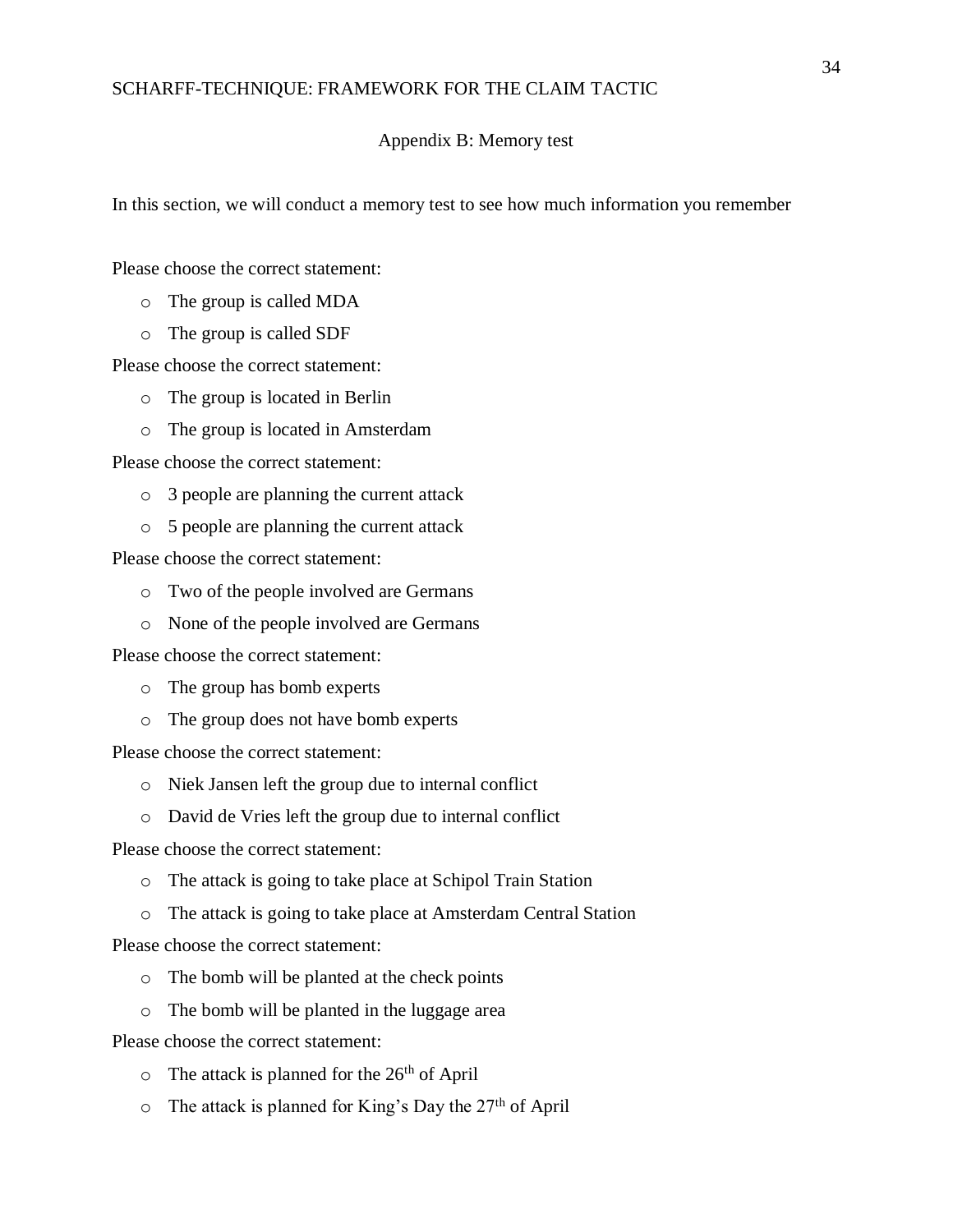## Appendix B: Memory test

In this section, we will conduct a memory test to see how much information you remember

Please choose the correct statement:

- The group is called MDA
- The group is called SDF

Please choose the correct statement:

- The group is located in Berlin
- The group is located in Amsterdam

Please choose the correct statement:

- 3 people are planning the current attack
- 5 people are planning the current attack

Please choose the correct statement:

- Two of the people involved are Germans
- None of the people involved are Germans

Please choose the correct statement:

- The group has bomb experts
- The group does not have bomb experts

Please choose the correct statement:

- Niek Jansen left the group due to internal conflict
- David de Vries left the group due to internal conflict

Please choose the correct statement:

- The attack is going to take place at Schipol Train Station
- The attack is going to take place at Amsterdam Central Station

Please choose the correct statement:

- The bomb will be planted at the check points
- The bomb will be planted in the luggage area

Please choose the correct statement:

- The attack is planned for the 26th of April
- The attack is planned for King's Day the 27th of April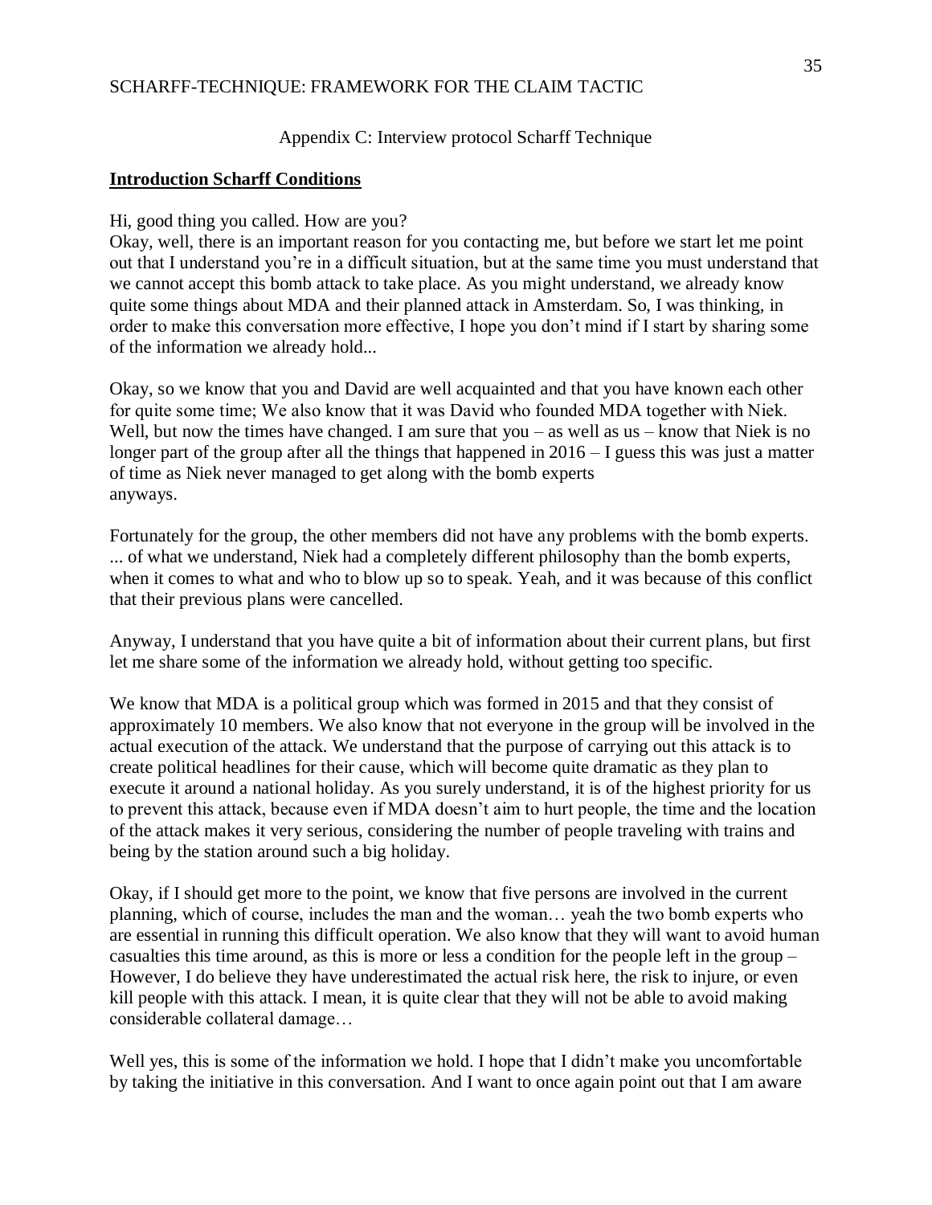Appendix C: Interview protocol Scharff Technique

**Introduction Scharff Conditions**

Hi, good thing you called. How are you?
Okay, well, there is an important reason for you contacting me, but before we start let me point out that I understand you're in a difficult situation, but at the same time you must understand that we cannot accept this bomb attack to take place. As you might understand, we already know quite some things about MDA and their planned attack in Amsterdam. So, I was thinking, in order to make this conversation more effective, I hope you don't mind if I start by sharing some of the information we already hold...

Okay, so we know that you and David are well acquainted and that you have known each other for quite some time; We also know that it was David who founded MDA together with Niek. Well, but now the times have changed. I am sure that you – as well as us – know that Niek is no longer part of the group after all the things that happened in 2016 – I guess this was just a matter of time as Niek never managed to get along with the bomb experts anyways.

Fortunately for the group, the other members did not have any problems with the bomb experts. ... of what we understand, Niek had a completely different philosophy than the bomb experts, when it comes to what and who to blow up so to speak. Yeah, and it was because of this conflict that their previous plans were cancelled.

Anyway, I understand that you have quite a bit of information about their current plans, but first let me share some of the information we already hold, without getting too specific.

We know that MDA is a political group which was formed in 2015 and that they consist of approximately 10 members. We also know that not everyone in the group will be involved in the actual execution of the attack. We understand that the purpose of carrying out this attack is to create political headlines for their cause, which will become quite dramatic as they plan to execute it around a national holiday. As you surely understand, it is of the highest priority for us to prevent this attack, because even if MDA doesn't aim to hurt people, the time and the location of the attack makes it very serious, considering the number of people traveling with trains and being by the station around such a big holiday.

Okay, if I should get more to the point, we know that five persons are involved in the current planning, which of course, includes the man and the woman… yeah the two bomb experts who are essential in running this difficult operation. We also know that they will want to avoid human casualties this time around, as this is more or less a condition for the people left in the group – However, I do believe they have underestimated the actual risk here, the risk to injure, or even kill people with this attack. I mean, it is quite clear that they will not be able to avoid making considerable collateral damage…

Well yes, this is some of the information we hold. I hope that I didn't make you uncomfortable by taking the initiative in this conversation. And I want to once again point out that I am aware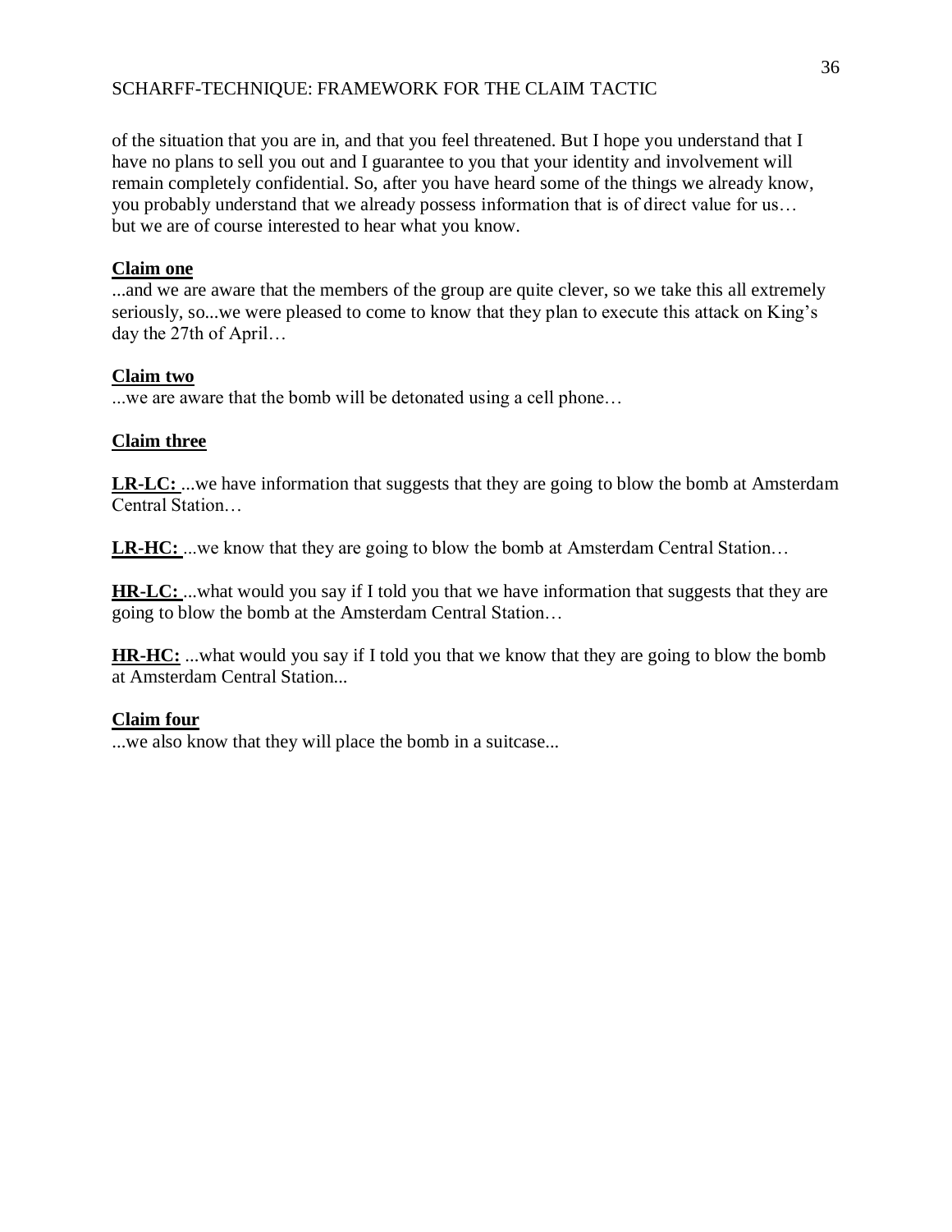of the situation that you are in, and that you feel threatened. But I hope you understand that I have no plans to sell you out and I guarantee to you that your identity and involvement will remain completely confidential. So, after you have heard some of the things we already know, you probably understand that we already possess information that is of direct value for us… but we are of course interested to hear what you know.

**Claim one**

...and we are aware that the members of the group are quite clever, so we take this all extremely seriously, so...we were pleased to come to know that they plan to execute this attack on King's day the 27th of April…

**Claim two**

...we are aware that the bomb will be detonated using a cell phone…

**Claim three**

**LR-LC:** ...we have information that suggests that they are going to blow the bomb at Amsterdam Central Station…

**LR-HC:** ...we know that they are going to blow the bomb at Amsterdam Central Station…

**HR-LC:** ...what would you say if I told you that we have information that suggests that they are going to blow the bomb at the Amsterdam Central Station…

**HR-HC:** ...what would you say if I told you that we know that they are going to blow the bomb at Amsterdam Central Station...

**Claim four**

...we also know that they will place the bomb in a suitcase...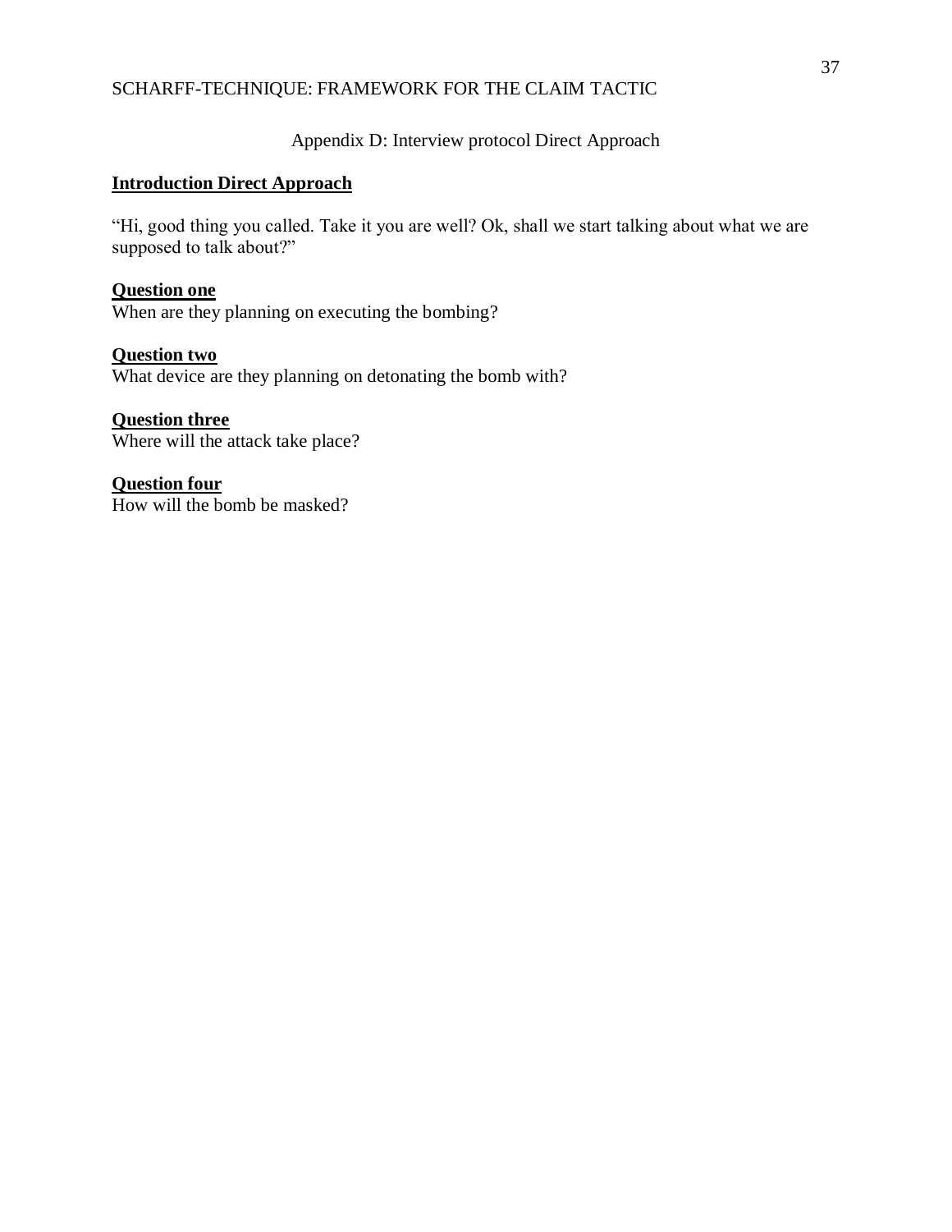Appendix D: Interview protocol Direct Approach

**Introduction Direct Approach**

"Hi, good thing you called. Take it you are well? Ok, shall we start talking about what we are supposed to talk about?"

**Question one**
When are they planning on executing the bombing?

**Question two**
What device are they planning on detonating the bomb with?

**Question three**
Where will the attack take place?

**Question four**
How will the bomb be masked?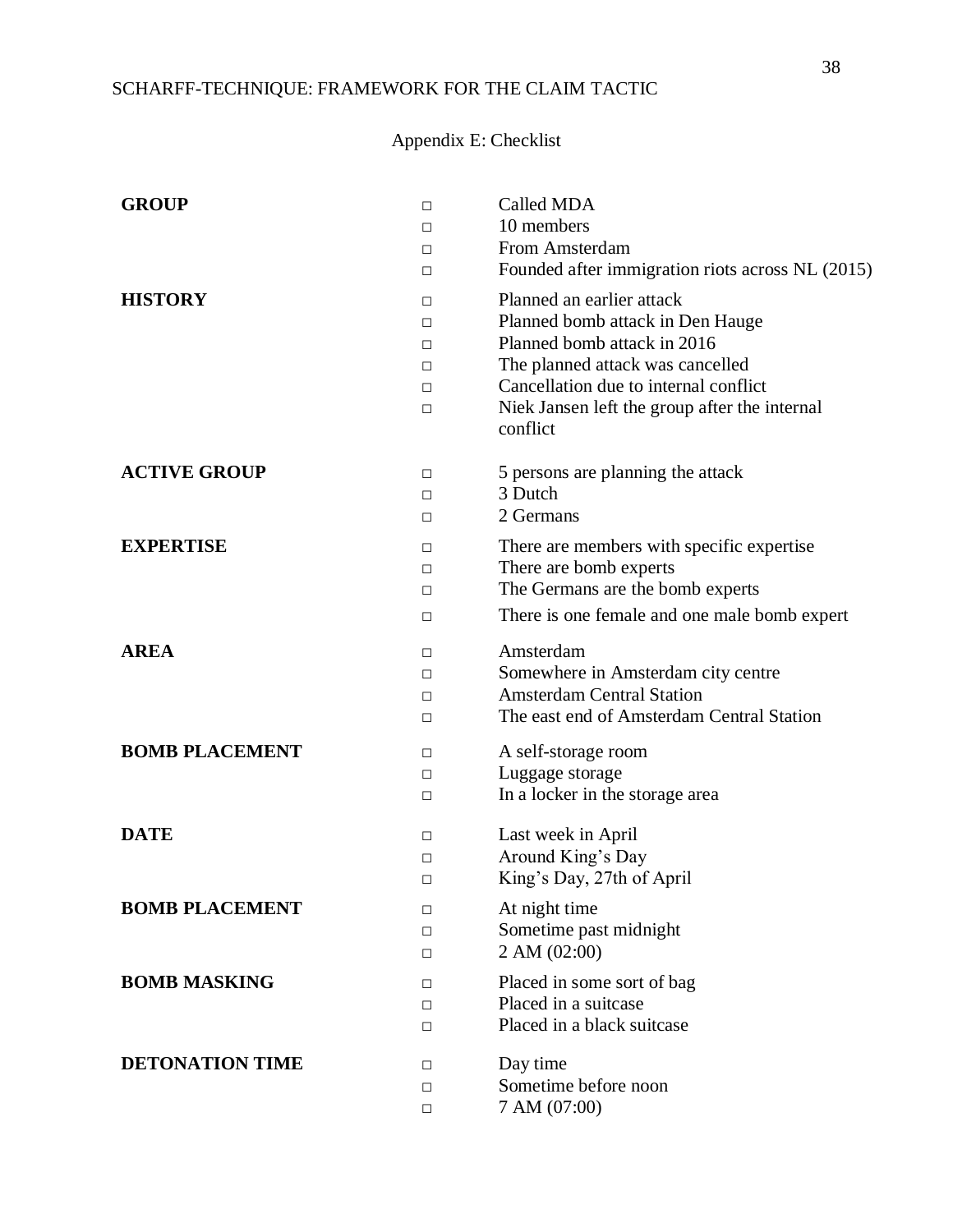## Appendix E: Checklist

| | | |
|---|---|---|
| **GROUP** | □ | Called MDA |
| | □ | 10 members |
| | □ | From Amsterdam |
| | □ | Founded after immigration riots across NL (2015) |
| **HISTORY** | □ | Planned an earlier attack |
| | □ | Planned bomb attack in Den Hauge |
| | □ | Planned bomb attack in 2016 |
| | □ | The planned attack was cancelled |
| | □ | Cancellation due to internal conflict |
| | □ | Niek Jansen left the group after the internal conflict |
| **ACTIVE GROUP** | □ | 5 persons are planning the attack |
| | □ | 3 Dutch |
| | □ | 2 Germans |
| **EXPERTISE** | □ | There are members with specific expertise |
| | □ | There are bomb experts |
| | □ | The Germans are the bomb experts |
| | □ | There is one female and one male bomb expert |
| **AREA** | □ | Amsterdam |
| | □ | Somewhere in Amsterdam city centre |
| | □ | Amsterdam Central Station |
| | □ | The east end of Amsterdam Central Station |
| **BOMB PLACEMENT** | □ | A self-storage room |
| | □ | Luggage storage |
| | □ | In a locker in the storage area |
| **DATE** | □ | Last week in April |
| | □ | Around King's Day |
| | □ | King's Day, 27th of April |
| **BOMB PLACEMENT** | □ | At night time |
| | □ | Sometime past midnight |
| | □ | 2 AM (02:00) |
| **BOMB MASKING** | □ | Placed in some sort of bag |
| | □ | Placed in a suitcase |
| | □ | Placed in a black suitcase |
| **DETONATION TIME** | □ | Day time |
| | □ | Sometime before noon |
| | □ | 7 AM (07:00) |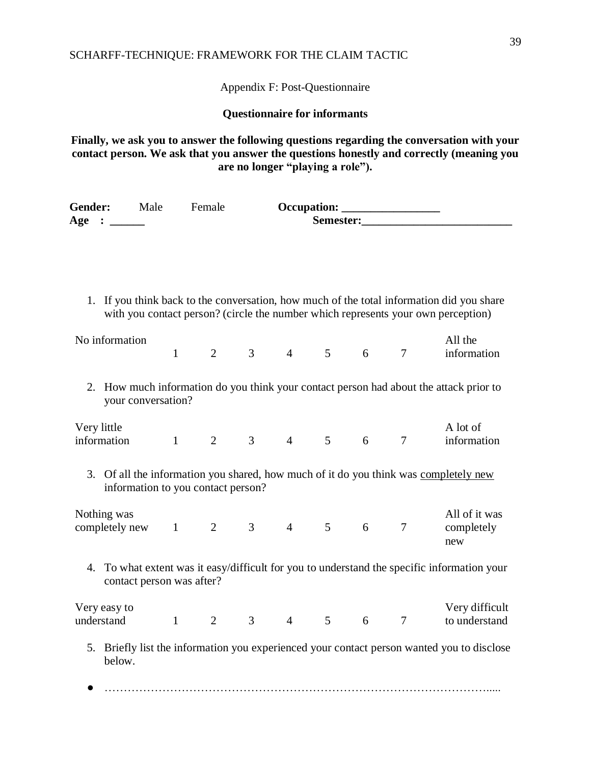Appendix F: Post-Questionnaire

**Questionnaire for informants**

**Finally, we ask you to answer the following questions regarding the conversation with your contact person. We ask that you answer the questions honestly and correctly (meaning you are no longer "playing a role").**

**Gender:** Male Female **Occupation:** _________________
**Age :** ______ **Semester:**__________________________

1. If you think back to the conversation, how much of the total information did you share with you contact person? (circle the number which represents your own perception)

| No information | 1 | 2 | 3 | 4 | 5 | 6 | 7 | All the information |
|---|---|---|---|---|---|---|---|---|

2. How much information do you think your contact person had about the attack prior to your conversation?

| Very little information | 1 | 2 | 3 | 4 | 5 | 6 | 7 | A lot of information |
|---|---|---|---|---|---|---|---|---|

3. Of all the information you shared, how much of it do you think was <u>completely new</u> information to you contact person?

| Nothing was completely new | 1 | 2 | 3 | 4 | 5 | 6 | 7 | All of it was completely new |
|---|---|---|---|---|---|---|---|---|

4. To what extent was it easy/difficult for you to understand the specific information your contact person was after?

| Very easy to understand | 1 | 2 | 3 | 4 | 5 | 6 | 7 | Very difficult to understand |
|---|---|---|---|---|---|---|---|---|

5. Briefly list the information you experienced your contact person wanted you to disclose below.

- ……………………………………………………………………………………….....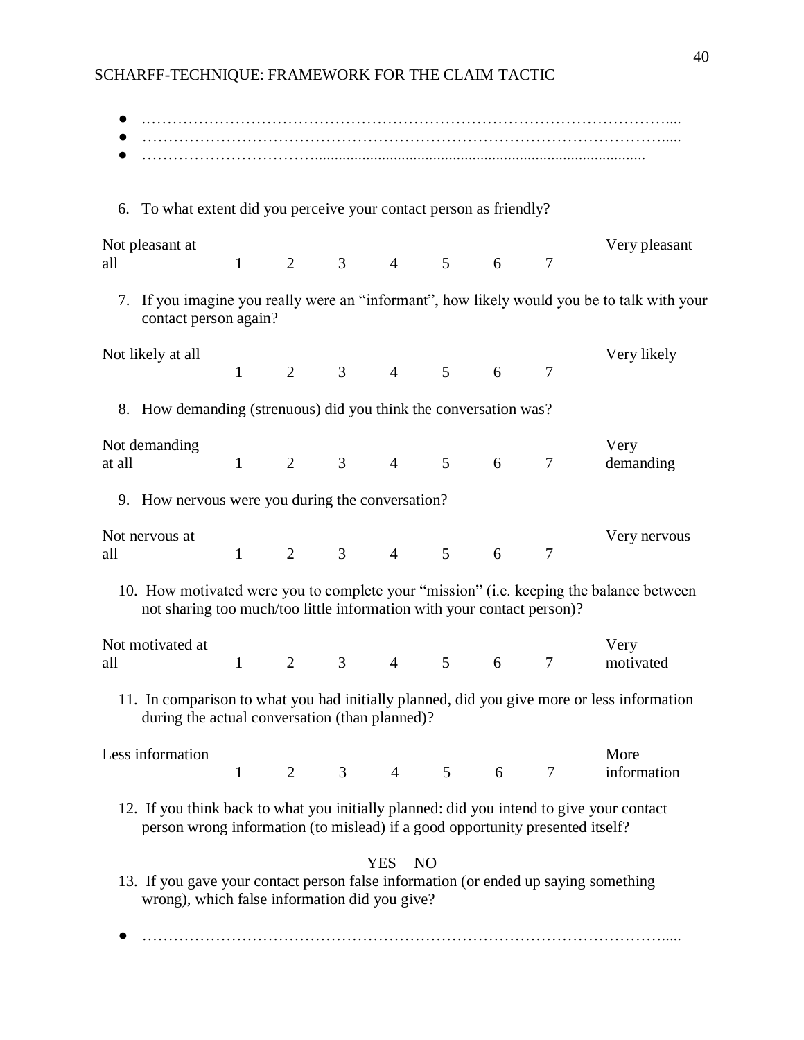- ……………………………………………………………………………………….....
- ……………………………………………………………………………………….....
- ……………………………………………………………………………………….....

6. To what extent did you perceive your contact person as friendly?

| Not pleasant at all | 1 | 2 | 3 | 4 | 5 | 6 | 7 | Very pleasant |
|---|---|---|---|---|---|---|---|---|

7. If you imagine you really were an "informant", how likely would you be to talk with your contact person again?

| Not likely at all | 1 | 2 | 3 | 4 | 5 | 6 | 7 | Very likely |
|---|---|---|---|---|---|---|---|---|

8. How demanding (strenuous) did you think the conversation was?

| Not demanding at all | 1 | 2 | 3 | 4 | 5 | 6 | 7 | Very demanding |
|---|---|---|---|---|---|---|---|---|

9. How nervous were you during the conversation?

| Not nervous at all | 1 | 2 | 3 | 4 | 5 | 6 | 7 | Very nervous |
|---|---|---|---|---|---|---|---|---|

10. How motivated were you to complete your "mission" (i.e. keeping the balance between not sharing too much/too little information with your contact person)?

| Not motivated at all | 1 | 2 | 3 | 4 | 5 | 6 | 7 | Very motivated |
|---|---|---|---|---|---|---|---|---|

11. In comparison to what you had initially planned, did you give more or less information during the actual conversation (than planned)?

| Less information | 1 | 2 | 3 | 4 | 5 | 6 | 7 | More information |
|---|---|---|---|---|---|---|---|---|

12. If you think back to what you initially planned: did you intend to give your contact person wrong information (to mislead) if a good opportunity presented itself?

YES NO

13. If you gave your contact person false information (or ended up saying something wrong), which false information did you give?

- ……………………………………………………………………………………….....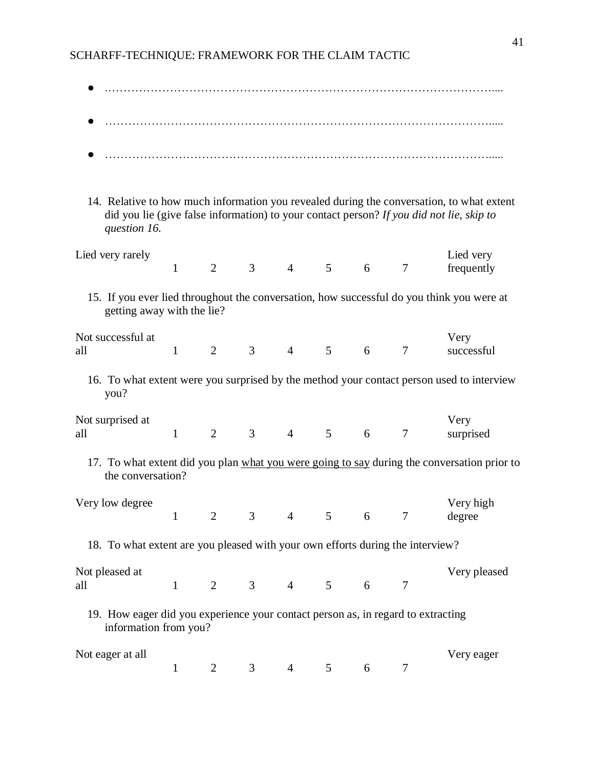- …………………………………………………………………………………………....
- …………………………………………………………………………………………....
- …………………………………………………………………………………………....

14. Relative to how much information you revealed during the conversation, to what extent did you lie (give false information) to your contact person? *If you did not lie, skip to question 16.*

| Lied very rarely | 1 | 2 | 3 | 4 | 5 | 6 | 7 | Lied very frequently |
|---|---|---|---|---|---|---|---|---|

15. If you ever lied throughout the conversation, how successful do you think you were at getting away with the lie?

| Not successful at all | 1 | 2 | 3 | 4 | 5 | 6 | 7 | Very successful |
|---|---|---|---|---|---|---|---|---|

16. To what extent were you surprised by the method your contact person used to interview you?

| Not surprised at all | 1 | 2 | 3 | 4 | 5 | 6 | 7 | Very surprised |
|---|---|---|---|---|---|---|---|---|

17. To what extent did you plan <u>what you were going to say</u> during the conversation prior to the conversation?

| Very low degree | 1 | 2 | 3 | 4 | 5 | 6 | 7 | Very high degree |
|---|---|---|---|---|---|---|---|---|

18. To what extent are you pleased with your own efforts during the interview?

| Not pleased at all | 1 | 2 | 3 | 4 | 5 | 6 | 7 | Very pleased |
|---|---|---|---|---|---|---|---|---|

19. How eager did you experience your contact person as, in regard to extracting information from you?

| Not eager at all | 1 | 2 | 3 | 4 | 5 | 6 | 7 | Very eager |
|---|---|---|---|---|---|---|---|---|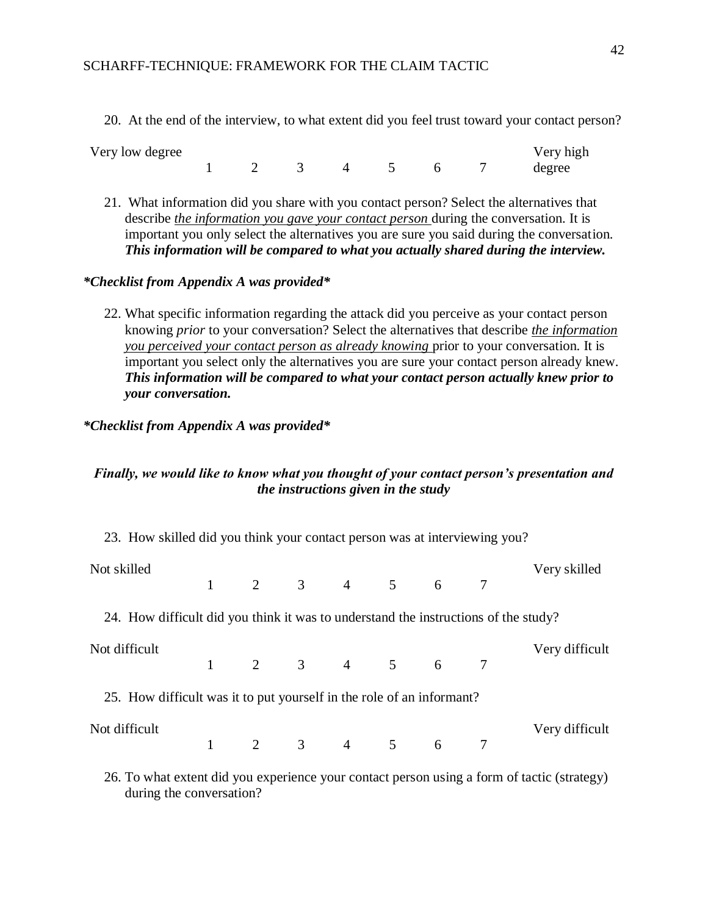20. At the end of the interview, to what extent did you feel trust toward your contact person?

| Very low degree | 1 | 2 | 3 | 4 | 5 | 6 | 7 | Very high degree |
|---|---|---|---|---|---|---|---|---|

21. What information did you share with you contact person? Select the alternatives that describe <u>*the information you gave your contact person*</u> during the conversation. It is important you only select the alternatives you are sure you said during the conversation. ***This information will be compared to what you actually shared during the interview.***

***\*Checklist from Appendix A was provided\****

22. What specific information regarding the attack did you perceive as your contact person knowing *prior* to your conversation? Select the alternatives that describe <u>*the information you perceived your contact person as already knowing*</u> prior to your conversation. It is important you select only the alternatives you are sure your contact person already knew. ***This information will be compared to what your contact person actually knew prior to your conversation.***

***\*Checklist from Appendix A was provided\****

***Finally, we would like to know what you thought of your contact person's presentation and the instructions given in the study***

23. How skilled did you think your contact person was at interviewing you?

| Not skilled | 1 | 2 | 3 | 4 | 5 | 6 | 7 | Very skilled |
|---|---|---|---|---|---|---|---|---|

24. How difficult did you think it was to understand the instructions of the study?

| Not difficult | 1 | 2 | 3 | 4 | 5 | 6 | 7 | Very difficult |
|---|---|---|---|---|---|---|---|---|

25. How difficult was it to put yourself in the role of an informant?

| Not difficult | 1 | 2 | 3 | 4 | 5 | 6 | 7 | Very difficult |
|---|---|---|---|---|---|---|---|---|

26. To what extent did you experience your contact person using a form of tactic (strategy) during the conversation?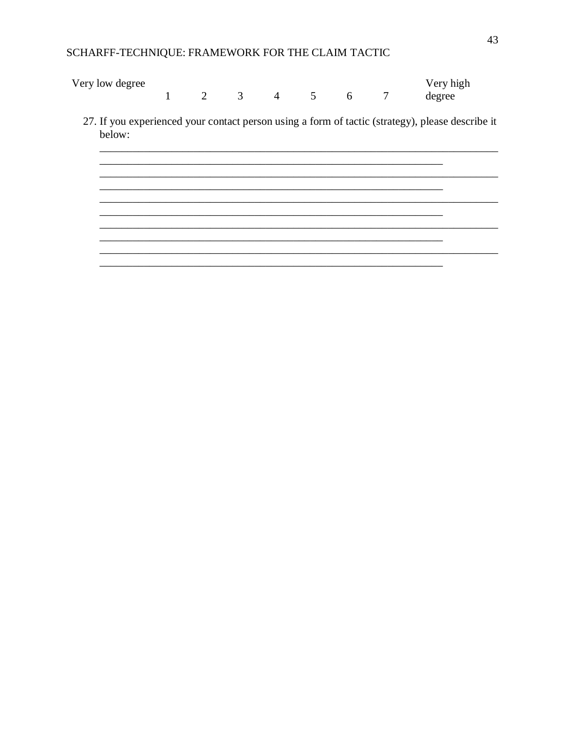| Very low degree | 1 | 2 | 3 | 4 | 5 | 6 | 7 | Very high degree |
|---|---|---|---|---|---|---|---|---|

27. If you experienced your contact person using a form of tactic (strategy), please describe it below:

____________________________________________________________________________
____________________________________________________________________________
____________________________________________________________________________
____________________________________________________________________________
____________________________________________________________________________
____________________________________________________________________________
____________________________________________________________________________
____________________________________________________________________________
____________________________________________________________________________
____________________________________________________________________________